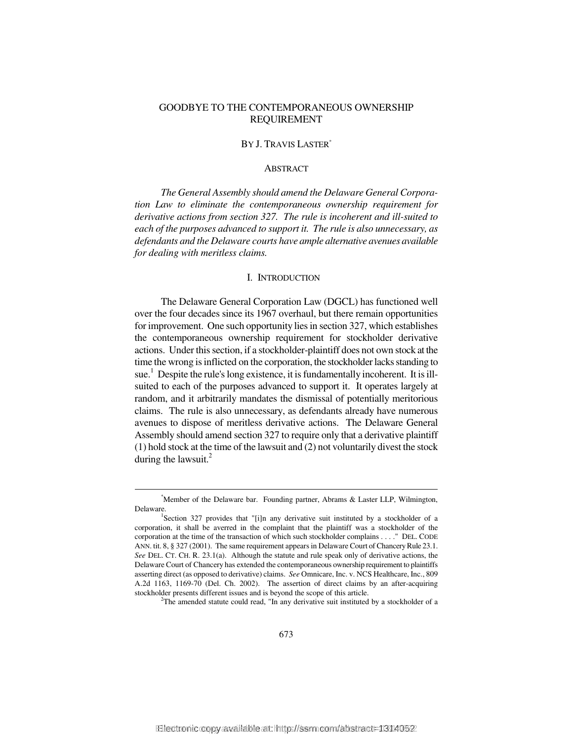# GOODBYE TO THE CONTEMPORANEOUS OWNERSHIP REQUIREMENT

BY J. TRAVIS LASTER[*]

## ABSTRACT

*The General Assembly should amend the Delaware General Corporation Law to eliminate the contemporaneous ownership requirement for derivative actions from section 327. The rule is incoherent and ill-suited to each of the purposes advanced to support it. The rule is also unnecessary, as defendants and the Delaware courts have ample alternative avenues available for dealing with meritless claims.*

## I. INTRODUCTION

The Delaware General Corporation Law (DGCL) has functioned well over the four decades since its 1967 overhaul, but there remain opportunities for improvement. One such opportunity lies in section 327, which establishes the contemporaneous ownership requirement for stockholder derivative actions. Under this section, if a stockholder-plaintiff does not own stock at the time the wrong is inflicted on the corporation, the stockholder lacks standing to sue.[1] Despite the rule's long existence, it is fundamentally incoherent. It is ill-suited to each of the purposes advanced to support it. It operates largely at random, and it arbitrarily mandates the dismissal of potentially meritorious claims. The rule is also unnecessary, as defendants already have numerous avenues to dispose of meritless derivative actions. The Delaware General Assembly should amend section 327 to require only that a derivative plaintiff (1) hold stock at the time of the lawsuit and (2) not voluntarily divest the stock during the lawsuit.[2]

---

[*] Member of the Delaware bar. Founding partner, Abrams & Laster LLP, Wilmington, Delaware.

[1] Section 327 provides that "[i]n any derivative suit instituted by a stockholder of a corporation, it shall be averred in the complaint that the plaintiff was a stockholder of the corporation at the time of the transaction of which such stockholder complains . . . ." DEL. CODE ANN. tit. 8, § 327 (2001). The same requirement appears in Delaware Court of Chancery Rule 23.1. *See* DEL. CT. CH. R. 23.1(a). Although the statute and rule speak only of derivative actions, the Delaware Court of Chancery has extended the contemporaneous ownership requirement to plaintiffs asserting direct (as opposed to derivative) claims. *See* Omnicare, Inc. v. NCS Healthcare, Inc., 809 A.2d 1163, 1169-70 (Del. Ch. 2002). The assertion of direct claims by an after-acquiring stockholder presents different issues and is beyond the scope of this article.

[2] The amended statute could read, "In any derivative suit instituted by a stockholder of a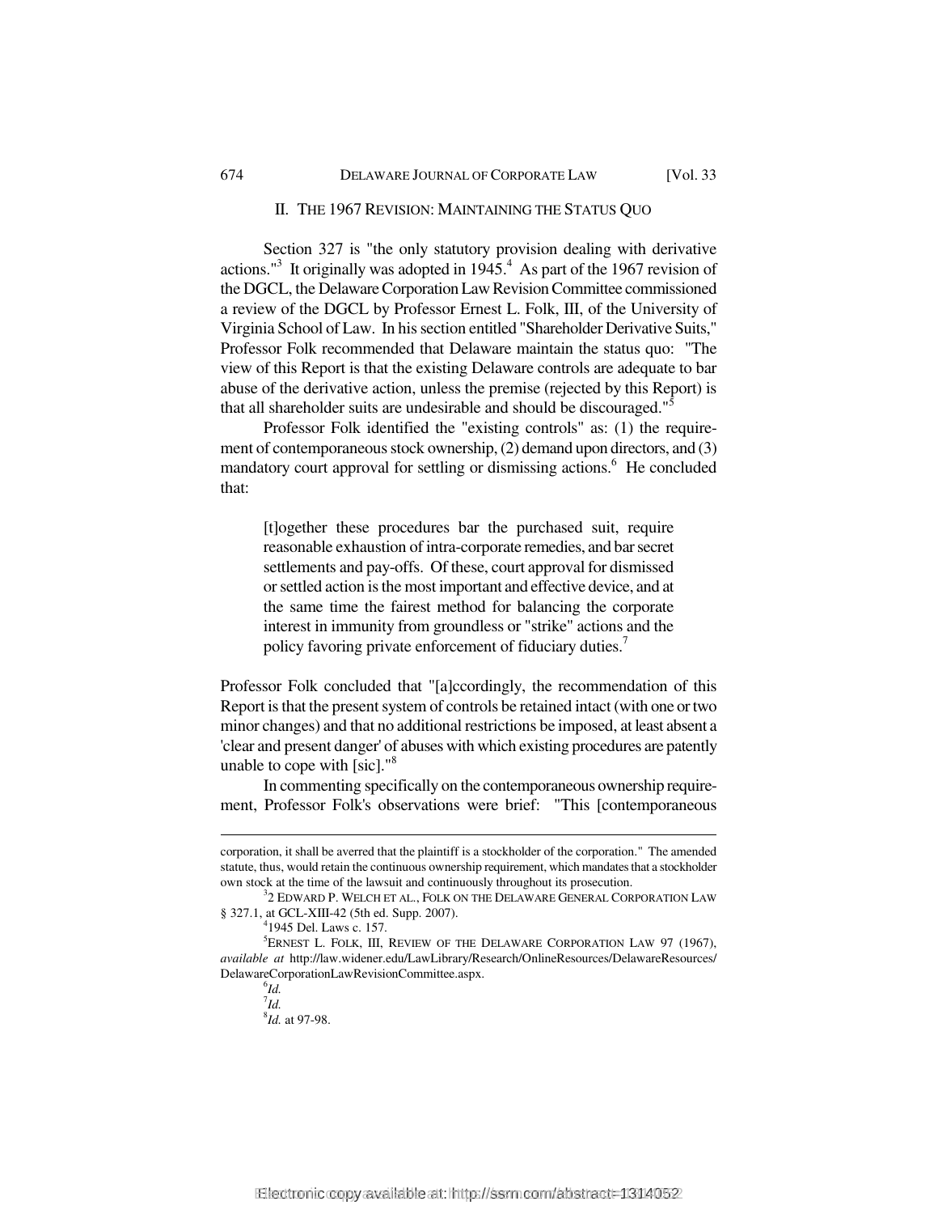## II. The 1967 Revision: Maintaining the Status Quo

Section 327 is "the only statutory provision dealing with derivative actions."[3] It originally was adopted in 1945.[4] As part of the 1967 revision of the DGCL, the Delaware Corporation Law Revision Committee commissioned a review of the DGCL by Professor Ernest L. Folk, III, of the University of Virginia School of Law. In his section entitled "Shareholder Derivative Suits," Professor Folk recommended that Delaware maintain the status quo: "The view of this Report is that the existing Delaware controls are adequate to bar abuse of the derivative action, unless the premise (rejected by this Report) is that all shareholder suits are undesirable and should be discouraged."[5]

Professor Folk identified the "existing controls" as: (1) the requirement of contemporaneous stock ownership, (2) demand upon directors, and (3) mandatory court approval for settling or dismissing actions.[6] He concluded that:

> [t]ogether these procedures bar the purchased suit, require reasonable exhaustion of intra-corporate remedies, and bar secret settlements and pay-offs. Of these, court approval for dismissed or settled action is the most important and effective device, and at the same time the fairest method for balancing the corporate interest in immunity from groundless or "strike" actions and the policy favoring private enforcement of fiduciary duties.[7]

Professor Folk concluded that "[a]ccordingly, the recommendation of this Report is that the present system of controls be retained intact (with one or two minor changes) and that no additional restrictions be imposed, at least absent a 'clear and present danger' of abuses with which existing procedures are patently unable to cope with [sic]."[8]

In commenting specifically on the contemporaneous ownership requirement, Professor Folk's observations were brief: "This [contemporaneous

---

corporation, it shall be averred that the plaintiff is a stockholder of the corporation." The amended statute, thus, would retain the continuous ownership requirement, which mandates that a stockholder own stock at the time of the lawsuit and continuously throughout its prosecution.

[3] 2 EDWARD P. WELCH ET AL., FOLK ON THE DELAWARE GENERAL CORPORATION LAW § 327.1, at GCL-XIII-42 (5th ed. Supp. 2007).

[4] 1945 Del. Laws c. 157.

[5] ERNEST L. FOLK, III, REVIEW OF THE DELAWARE CORPORATION LAW 97 (1967), *available at* http://law.widener.edu/LawLibrary/Research/OnlineResources/DelawareResources/DelawareCorporationLawRevisionCommittee.aspx.

[6] *Id.*

[7] *Id.*

[8] *Id.* at 97-98.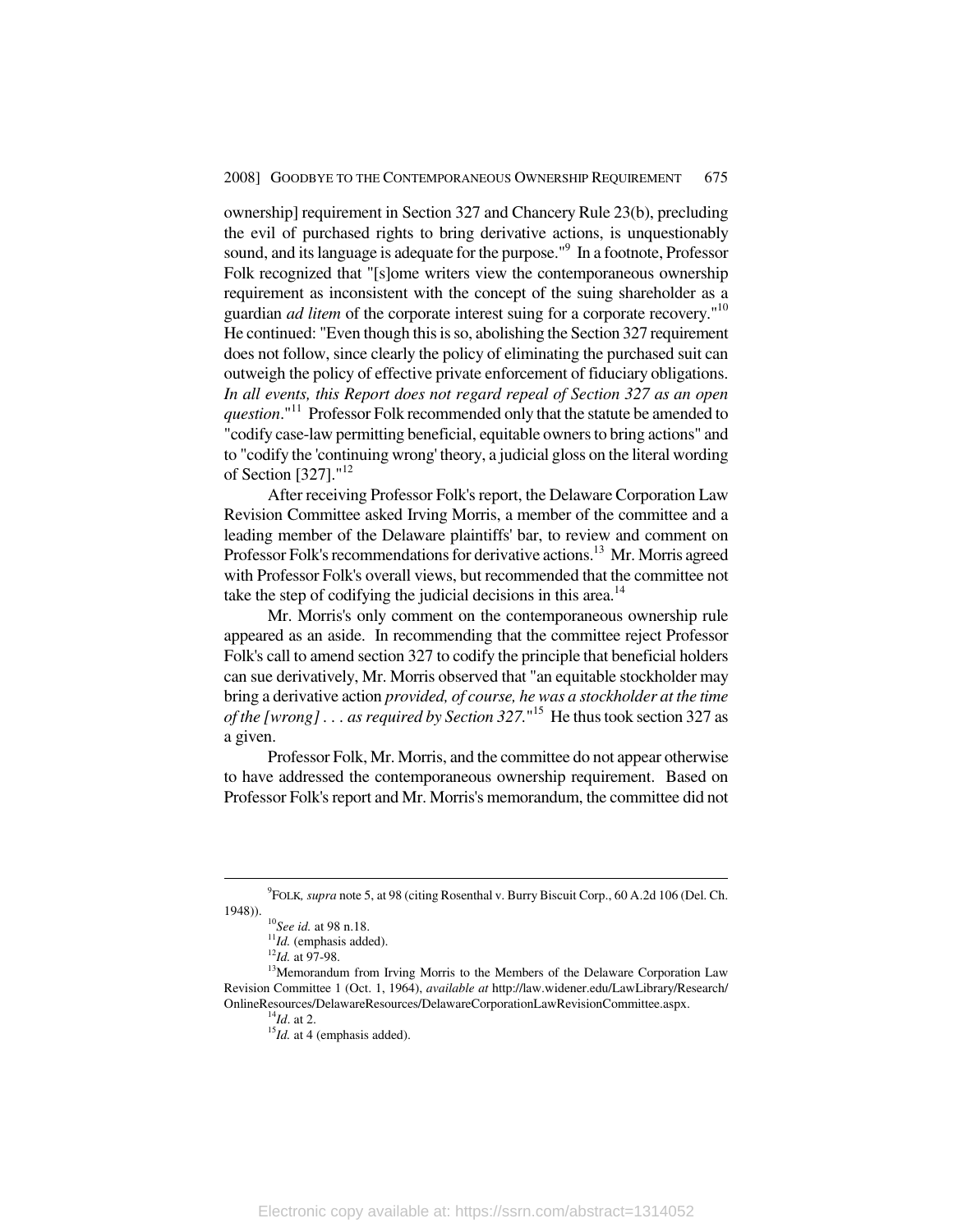ownership] requirement in Section 327 and Chancery Rule 23(b), precluding the evil of purchased rights to bring derivative actions, is unquestionably sound, and its language is adequate for the purpose."[9] In a footnote, Professor Folk recognized that "[s]ome writers view the contemporaneous ownership requirement as inconsistent with the concept of the suing shareholder as a guardian *ad litem* of the corporate interest suing for a corporate recovery."[10] He continued: "Even though this is so, abolishing the Section 327 requirement does not follow, since clearly the policy of eliminating the purchased suit can outweigh the policy of effective private enforcement of fiduciary obligations. *In all events, this Report does not regard repeal of Section 327 as an open question*."[11] Professor Folk recommended only that the statute be amended to "codify case-law permitting beneficial, equitable owners to bring actions" and to "codify the 'continuing wrong' theory, a judicial gloss on the literal wording of Section [327]."[12]

After receiving Professor Folk's report, the Delaware Corporation Law Revision Committee asked Irving Morris, a member of the committee and a leading member of the Delaware plaintiffs' bar, to review and comment on Professor Folk's recommendations for derivative actions.[13] Mr. Morris agreed with Professor Folk's overall views, but recommended that the committee not take the step of codifying the judicial decisions in this area.[14]

Mr. Morris's only comment on the contemporaneous ownership rule appeared as an aside. In recommending that the committee reject Professor Folk's call to amend section 327 to codify the principle that beneficial holders can sue derivatively, Mr. Morris observed that "an equitable stockholder may bring a derivative action *provided, of course, he was a stockholder at the time of the [wrong] . . . as required by Section 327.*"[15] He thus took section 327 as a given.

Professor Folk, Mr. Morris, and the committee do not appear otherwise to have addressed the contemporaneous ownership requirement. Based on Professor Folk's report and Mr. Morris's memorandum, the committee did not

---

[9]FOLK, *supra* note 5, at 98 (citing Rosenthal v. Burry Biscuit Corp., 60 A.2d 106 (Del. Ch. 1948)).

[10]*See id.* at 98 n.18.

[11]*Id.* (emphasis added).

[12]*Id.* at 97-98.

[13]Memorandum from Irving Morris to the Members of the Delaware Corporation Law Revision Committee 1 (Oct. 1, 1964), *available at* http://law.widener.edu/LawLibrary/Research/OnlineResources/DelawareResources/DelawareCorporationLawRevisionCommittee.aspx.

[14]*Id.* at 2.

[15]*Id.* at 4 (emphasis added).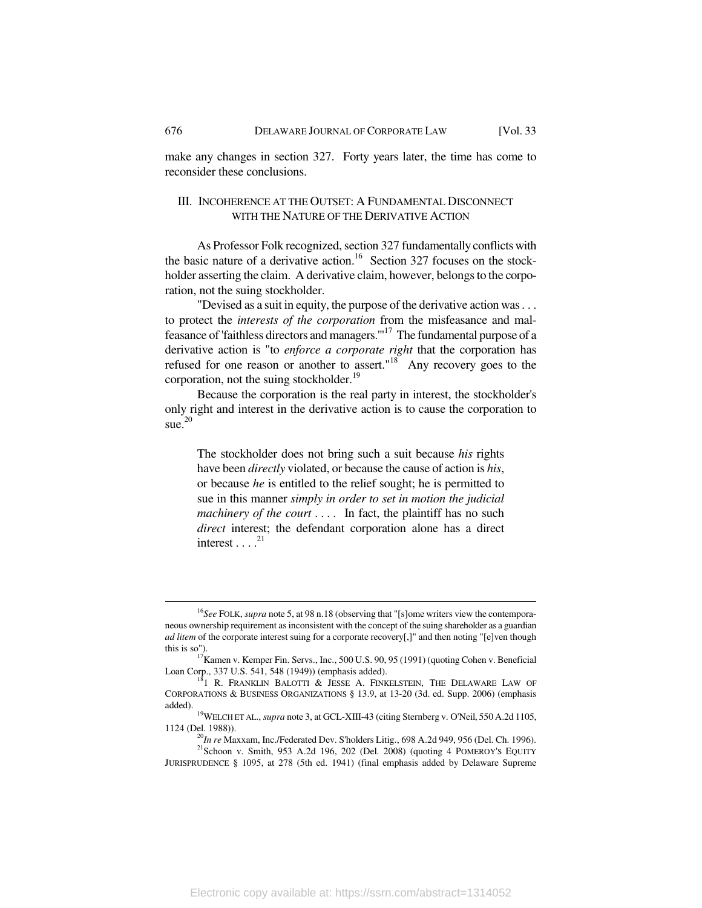make any changes in section 327. Forty years later, the time has come to reconsider these conclusions.

## III. INCOHERENCE AT THE OUTSET: A FUNDAMENTAL DISCONNECT WITH THE NATURE OF THE DERIVATIVE ACTION

As Professor Folk recognized, section 327 fundamentally conflicts with the basic nature of a derivative action.[16] Section 327 focuses on the stockholder asserting the claim. A derivative claim, however, belongs to the corporation, not the suing stockholder.

"Devised as a suit in equity, the purpose of the derivative action was . . . to protect the *interests of the corporation* from the misfeasance and malfeasance of 'faithless directors and managers.'"[17] The fundamental purpose of a derivative action is "to *enforce a corporate right* that the corporation has refused for one reason or another to assert."[18] Any recovery goes to the corporation, not the suing stockholder.[19]

Because the corporation is the real party in interest, the stockholder's only right and interest in the derivative action is to cause the corporation to sue.[20]

> The stockholder does not bring such a suit because *his* rights have been *directly* violated, or because the cause of action is *his*, or because *he* is entitled to the relief sought; he is permitted to sue in this manner *simply in order to set in motion the judicial machinery of the court* . . . . In fact, the plaintiff has no such *direct* interest; the defendant corporation alone has a direct interest . . . .[21]

---

[16] *See* FOLK, *supra* note 5, at 98 n.18 (observing that "[s]ome writers view the contemporaneous ownership requirement as inconsistent with the concept of the suing shareholder as a guardian *ad litem* of the corporate interest suing for a corporate recovery[,]" and then noting "[e]ven though this is so").

[17] Kamen v. Kemper Fin. Servs., Inc., 500 U.S. 90, 95 (1991) (quoting Cohen v. Beneficial Loan Corp., 337 U.S. 541, 548 (1949)) (emphasis added).

[18] 1 R. FRANKLIN BALOTTI & JESSE A. FINKELSTEIN, THE DELAWARE LAW OF CORPORATIONS & BUSINESS ORGANIZATIONS § 13.9, at 13-20 (3d. ed. Supp. 2006) (emphasis added).

[19] WELCH ET AL., *supra* note 3, at GCL-XIII-43 (citing Sternberg v. O'Neil, 550 A.2d 1105, 1124 (Del. 1988)).

[20] *In re* Maxxam, Inc./Federated Dev. S'holders Litig., 698 A.2d 949, 956 (Del. Ch. 1996).

[21] Schoon v. Smith, 953 A.2d 196, 202 (Del. 2008) (quoting 4 POMEROY'S EQUITY JURISPRUDENCE § 1095, at 278 (5th ed. 1941) (final emphasis added by Delaware Supreme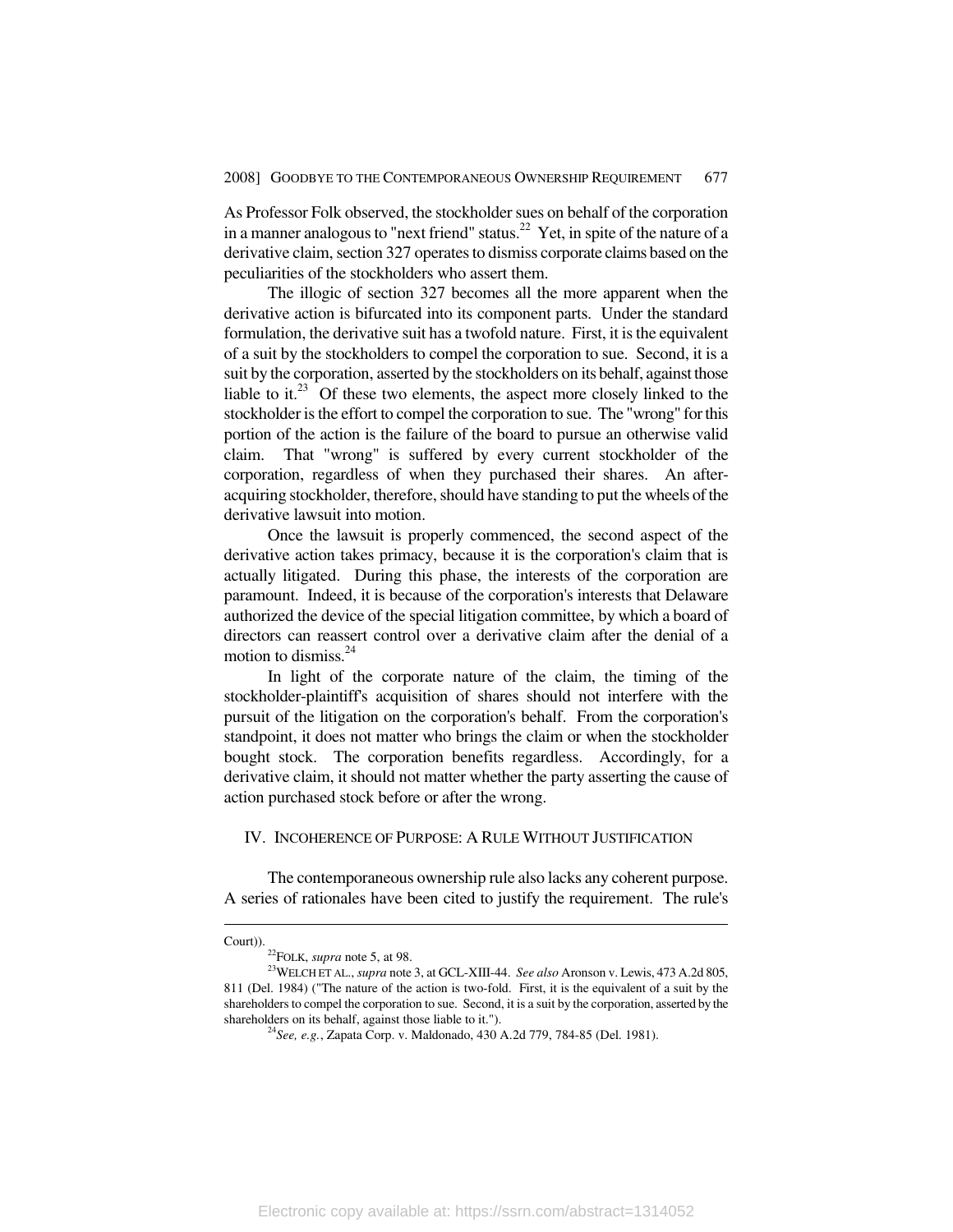As Professor Folk observed, the stockholder sues on behalf of the corporation in a manner analogous to "next friend" status.[22] Yet, in spite of the nature of a derivative claim, section 327 operates to dismiss corporate claims based on the peculiarities of the stockholders who assert them.

The illogic of section 327 becomes all the more apparent when the derivative action is bifurcated into its component parts. Under the standard formulation, the derivative suit has a twofold nature. First, it is the equivalent of a suit by the stockholders to compel the corporation to sue. Second, it is a suit by the corporation, asserted by the stockholders on its behalf, against those liable to it.[23] Of these two elements, the aspect more closely linked to the stockholder is the effort to compel the corporation to sue. The "wrong" for this portion of the action is the failure of the board to pursue an otherwise valid claim. That "wrong" is suffered by every current stockholder of the corporation, regardless of when they purchased their shares. An after-acquiring stockholder, therefore, should have standing to put the wheels of the derivative lawsuit into motion.

Once the lawsuit is properly commenced, the second aspect of the derivative action takes primacy, because it is the corporation's claim that is actually litigated. During this phase, the interests of the corporation are paramount. Indeed, it is because of the corporation's interests that Delaware authorized the device of the special litigation committee, by which a board of directors can reassert control over a derivative claim after the denial of a motion to dismiss.[24]

In light of the corporate nature of the claim, the timing of the stockholder-plaintiff's acquisition of shares should not interfere with the pursuit of the litigation on the corporation's behalf. From the corporation's standpoint, it does not matter who brings the claim or when the stockholder bought stock. The corporation benefits regardless. Accordingly, for a derivative claim, it should not matter whether the party asserting the cause of action purchased stock before or after the wrong.

## IV. Incoherence of Purpose: A Rule Without Justification

The contemporaneous ownership rule also lacks any coherent purpose. A series of rationales have been cited to justify the requirement. The rule's

---

Court)).

[22] FOLK, *supra* note 5, at 98.

[23] WELCH ET AL., *supra* note 3, at GCL-XIII-44. *See also* Aronson v. Lewis, 473 A.2d 805, 811 (Del. 1984) ("The nature of the action is two-fold. First, it is the equivalent of a suit by the shareholders to compel the corporation to sue. Second, it is a suit by the corporation, asserted by the shareholders on its behalf, against those liable to it.").

[24] *See, e.g.*, Zapata Corp. v. Maldonado, 430 A.2d 779, 784-85 (Del. 1981).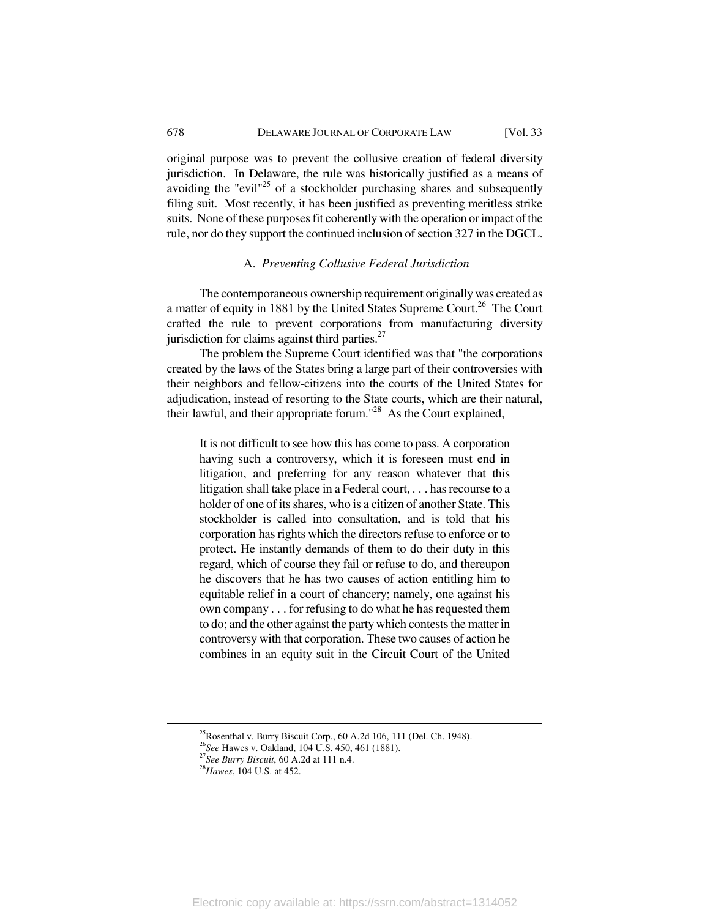original purpose was to prevent the collusive creation of federal diversity jurisdiction. In Delaware, the rule was historically justified as a means of avoiding the "evil"[25] of a stockholder purchasing shares and subsequently filing suit. Most recently, it has been justified as preventing meritless strike suits. None of these purposes fit coherently with the operation or impact of the rule, nor do they support the continued inclusion of section 327 in the DGCL.

### A. *Preventing Collusive Federal Jurisdiction*

The contemporaneous ownership requirement originally was created as a matter of equity in 1881 by the United States Supreme Court.[26] The Court crafted the rule to prevent corporations from manufacturing diversity jurisdiction for claims against third parties.[27]

The problem the Supreme Court identified was that "the corporations created by the laws of the States bring a large part of their controversies with their neighbors and fellow-citizens into the courts of the United States for adjudication, instead of resorting to the State courts, which are their natural, their lawful, and their appropriate forum."[28] As the Court explained,

> It is not difficult to see how this has come to pass. A corporation having such a controversy, which it is foreseen must end in litigation, and preferring for any reason whatever that this litigation shall take place in a Federal court, . . . has recourse to a holder of one of its shares, who is a citizen of another State. This stockholder is called into consultation, and is told that his corporation has rights which the directors refuse to enforce or to protect. He instantly demands of them to do their duty in this regard, which of course they fail or refuse to do, and thereupon he discovers that he has two causes of action entitling him to equitable relief in a court of chancery; namely, one against his own company . . . for refusing to do what he has requested them to do; and the other against the party which contests the matter in controversy with that corporation. These two causes of action he combines in an equity suit in the Circuit Court of the United

---

[25] Rosenthal v. Burry Biscuit Corp., 60 A.2d 106, 111 (Del. Ch. 1948).

[26] *See* Hawes v. Oakland, 104 U.S. 450, 461 (1881).

[27] *See Burry Biscuit*, 60 A.2d at 111 n.4.

[28] *Hawes*, 104 U.S. at 452.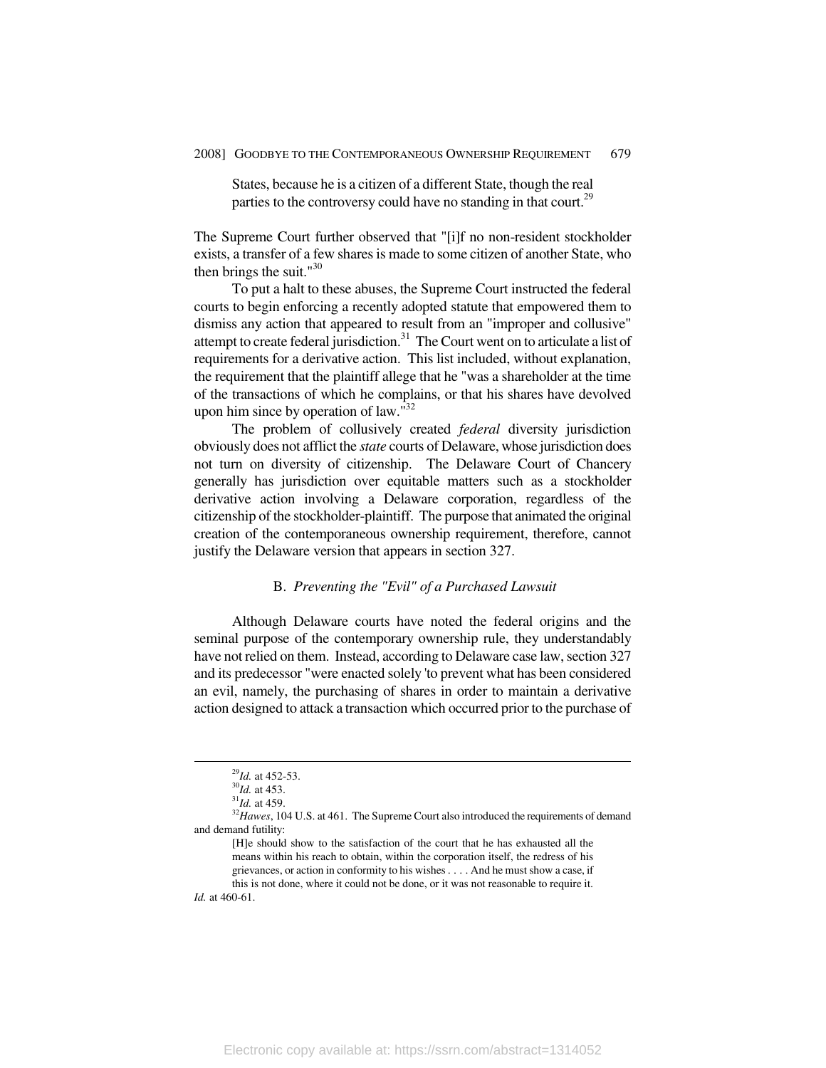> States, because he is a citizen of a different State, though the real parties to the controversy could have no standing in that court.[29]

The Supreme Court further observed that "[i]f no non-resident stockholder exists, a transfer of a few shares is made to some citizen of another State, who then brings the suit."[30]

To put a halt to these abuses, the Supreme Court instructed the federal courts to begin enforcing a recently adopted statute that empowered them to dismiss any action that appeared to result from an "improper and collusive" attempt to create federal jurisdiction.[31] The Court went on to articulate a list of requirements for a derivative action. This list included, without explanation, the requirement that the plaintiff allege that he "was a shareholder at the time of the transactions of which he complains, or that his shares have devolved upon him since by operation of law."[32]

The problem of collusively created *federal* diversity jurisdiction obviously does not afflict the *state* courts of Delaware, whose jurisdiction does not turn on diversity of citizenship. The Delaware Court of Chancery generally has jurisdiction over equitable matters such as a stockholder derivative action involving a Delaware corporation, regardless of the citizenship of the stockholder-plaintiff. The purpose that animated the original creation of the contemporaneous ownership requirement, therefore, cannot justify the Delaware version that appears in section 327.

### B. *Preventing the "Evil" of a Purchased Lawsuit*

Although Delaware courts have noted the federal origins and the seminal purpose of the contemporary ownership rule, they understandably have not relied on them. Instead, according to Delaware case law, section 327 and its predecessor "were enacted solely 'to prevent what has been considered an evil, namely, the purchasing of shares in order to maintain a derivative action designed to attack a transaction which occurred prior to the purchase of

---

[29] *Id.* at 452-53.

[30] *Id.* at 453.

[31] *Id.* at 459.

[32] *Hawes*, 104 U.S. at 461. The Supreme Court also introduced the requirements of demand and demand futility:

> [H]e should show to the satisfaction of the court that he has exhausted all the means within his reach to obtain, within the corporation itself, the redress of his grievances, or action in conformity to his wishes . . . . And he must show a case, if this is not done, where it could not be done, or it was not reasonable to require it.

*Id.* at 460-61.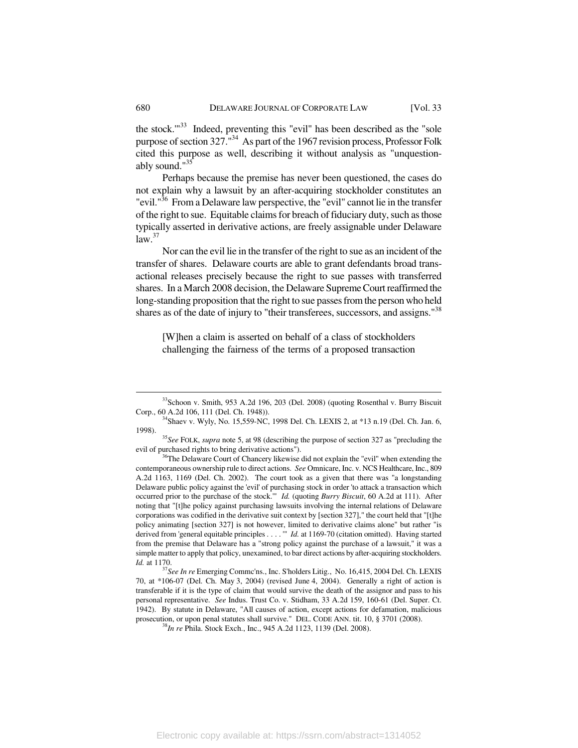the stock.'"[33] Indeed, preventing this "evil" has been described as the "sole purpose of section 327."[34] As part of the 1967 revision process, Professor Folk cited this purpose as well, describing it without analysis as "unquestionably sound."[35]

Perhaps because the premise has never been questioned, the cases do not explain why a lawsuit by an after-acquiring stockholder constitutes an "evil."[36] From a Delaware law perspective, the "evil" cannot lie in the transfer of the right to sue. Equitable claims for breach of fiduciary duty, such as those typically asserted in derivative actions, are freely assignable under Delaware law.[37]

Nor can the evil lie in the transfer of the right to sue as an incident of the transfer of shares. Delaware courts are able to grant defendants broad transactional releases precisely because the right to sue passes with transferred shares. In a March 2008 decision, the Delaware Supreme Court reaffirmed the long-standing proposition that the right to sue passes from the person who held shares as of the date of injury to "their transferees, successors, and assigns."[38]

> [W]hen a claim is asserted on behalf of a class of stockholders challenging the fairness of the terms of a proposed transaction

---

[33] Schoon v. Smith, 953 A.2d 196, 203 (Del. 2008) (quoting Rosenthal v. Burry Biscuit Corp., 60 A.2d 106, 111 (Del. Ch. 1948)).

[34] Shaev v. Wyly, No. 15,559-NC, 1998 Del. Ch. LEXIS 2, at *13 n.19 (Del. Ch. Jan. 6, 1998).

[35] *See* FOLK, *supra* note 5, at 98 (describing the purpose of section 327 as "precluding the evil of purchased rights to bring derivative actions").

[36] The Delaware Court of Chancery likewise did not explain the "evil" when extending the contemporaneous ownership rule to direct actions. *See* Omnicare, Inc. v. NCS Healthcare, Inc., 809 A.2d 1163, 1169 (Del. Ch. 2002). The court took as a given that there was "a longstanding Delaware public policy against the 'evil' of purchasing stock in order 'to attack a transaction which occurred prior to the purchase of the stock.'" *Id.* (quoting *Burry Biscuit*, 60 A.2d at 111). After noting that "[t]he policy against purchasing lawsuits involving the internal relations of Delaware corporations was codified in the derivative suit context by [section 327]," the court held that "[t]he policy animating [section 327] is not however, limited to derivative claims alone" but rather "is derived from 'general equitable principles . . . .'" *Id.* at 1169-70 (citation omitted). Having started from the premise that Delaware has a "strong policy against the purchase of a lawsuit," it was a simple matter to apply that policy, unexamined, to bar direct actions by after-acquiring stockholders. *Id.* at 1170.

[37] *See In re* Emerging Commc'ns., Inc. S'holders Litig., No. 16,415, 2004 Del. Ch. LEXIS 70, at *106-07 (Del. Ch. May 3, 2004) (revised June 4, 2004). Generally a right of action is transferable if it is the type of claim that would survive the death of the assignor and pass to his personal representative. *See* Indus. Trust Co. v. Stidham, 33 A.2d 159, 160-61 (Del. Super. Ct. 1942). By statute in Delaware, "All causes of action, except actions for defamation, malicious prosecution, or upon penal statutes shall survive." DEL. CODE ANN. tit. 10, § 3701 (2008).

[38] *In re* Phila. Stock Exch., Inc., 945 A.2d 1123, 1139 (Del. 2008).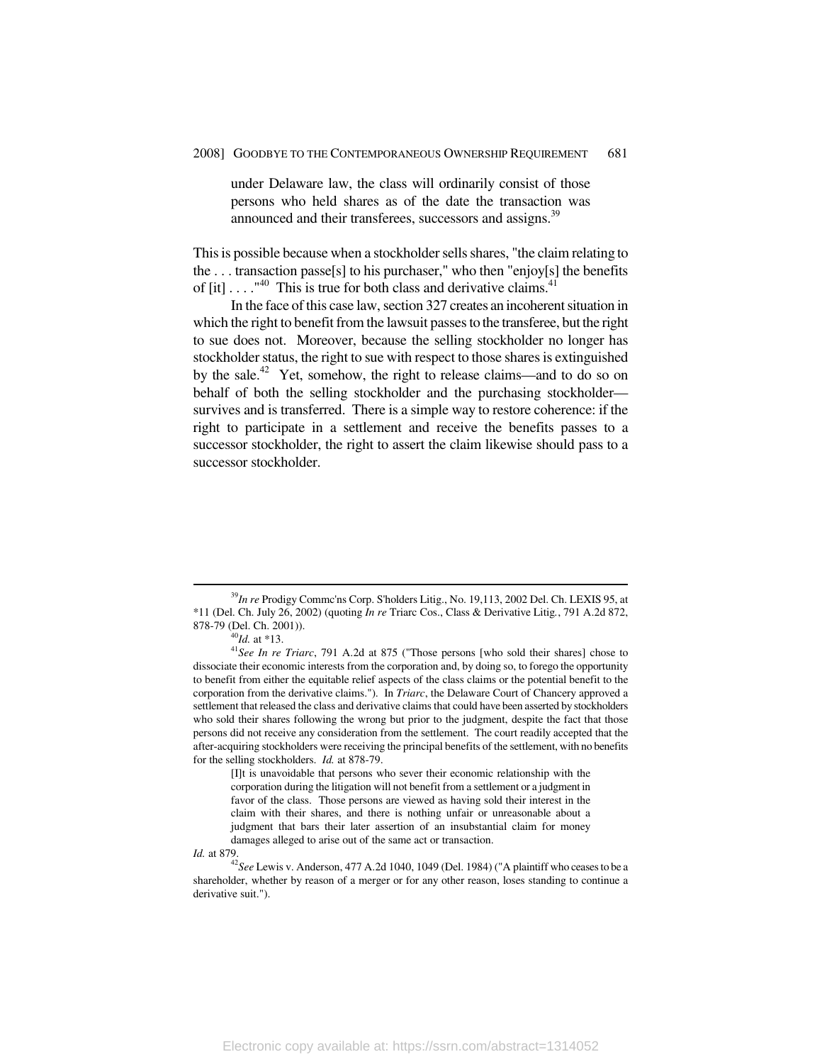> under Delaware law, the class will ordinarily consist of those persons who held shares as of the date the transaction was announced and their transferees, successors and assigns.[39]

This is possible because when a stockholder sells shares, "the claim relating to the . . . transaction passe[s] to his purchaser," who then "enjoy[s] the benefits of [it] . . . ."[40] This is true for both class and derivative claims.[41]

In the face of this case law, section 327 creates an incoherent situation in which the right to benefit from the lawsuit passes to the transferee, but the right to sue does not. Moreover, because the selling stockholder no longer has stockholder status, the right to sue with respect to those shares is extinguished by the sale.[42] Yet, somehow, the right to release claims—and to do so on behalf of both the selling stockholder and the purchasing stockholder—survives and is transferred. There is a simple way to restore coherence: if the right to participate in a settlement and receive the benefits passes to a successor stockholder, the right to assert the claim likewise should pass to a successor stockholder.

---

[39] *In re* Prodigy Commc'ns Corp. S'holders Litig., No. 19,113, 2002 Del. Ch. LEXIS 95, at *11 (Del. Ch. July 26, 2002) (quoting *In re* Triarc Cos., Class & Derivative Litig., 791 A.2d 872, 878-79 (Del. Ch. 2001)).

[40] *Id.* at *13.

[41] *See In re Triarc*, 791 A.2d at 875 ("Those persons [who sold their shares] chose to dissociate their economic interests from the corporation and, by doing so, to forego the opportunity to benefit from either the equitable relief aspects of the class claims or the potential benefit to the corporation from the derivative claims."). In *Triarc*, the Delaware Court of Chancery approved a settlement that released the class and derivative claims that could have been asserted by stockholders who sold their shares following the wrong but prior to the judgment, despite the fact that those persons did not receive any consideration from the settlement. The court readily accepted that the after-acquiring stockholders were receiving the principal benefits of the settlement, with no benefits for the selling stockholders. *Id.* at 878-79.

> [I]t is unavoidable that persons who sever their economic relationship with the corporation during the litigation will not benefit from a settlement or a judgment in favor of the class. Those persons are viewed as having sold their interest in the claim with their shares, and there is nothing unfair or unreasonable about a judgment that bars their later assertion of an insubstantial claim for money damages alleged to arise out of the same act or transaction.

*Id.* at 879.

[42] *See* Lewis v. Anderson, 477 A.2d 1040, 1049 (Del. 1984) ("A plaintiff who ceases to be a shareholder, whether by reason of a merger or for any other reason, loses standing to continue a derivative suit.").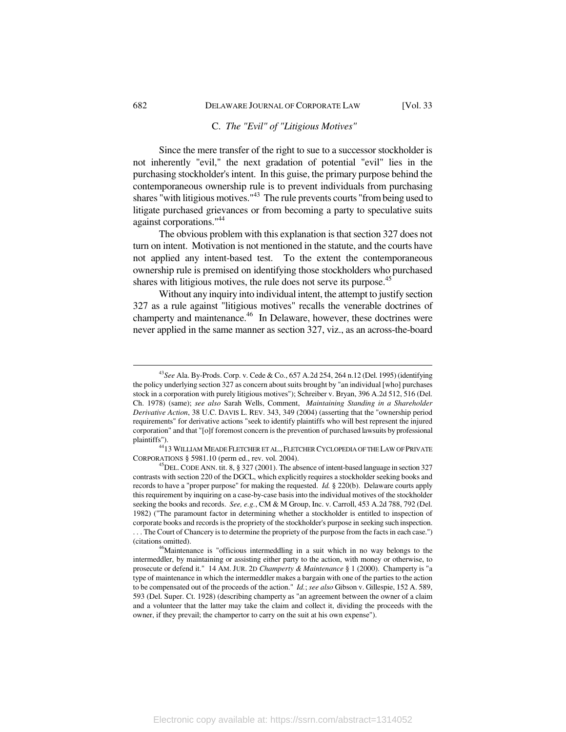### C. *The "Evil" of "Litigious Motives"*

Since the mere transfer of the right to sue to a successor stockholder is not inherently "evil," the next gradation of potential "evil" lies in the purchasing stockholder's intent. In this guise, the primary purpose behind the contemporaneous ownership rule is to prevent individuals from purchasing shares "with litigious motives."[43] The rule prevents courts "from being used to litigate purchased grievances or from becoming a party to speculative suits against corporations."[44]

The obvious problem with this explanation is that section 327 does not turn on intent. Motivation is not mentioned in the statute, and the courts have not applied any intent-based test. To the extent the contemporaneous ownership rule is premised on identifying those stockholders who purchased shares with litigious motives, the rule does not serve its purpose.[45]

Without any inquiry into individual intent, the attempt to justify section 327 as a rule against "litigious motives" recalls the venerable doctrines of champerty and maintenance.[46] In Delaware, however, these doctrines were never applied in the same manner as section 327, viz., as an across-the-board

---

[43]*See* Ala. By-Prods. Corp. v. Cede & Co., 657 A.2d 254, 264 n.12 (Del. 1995) (identifying the policy underlying section 327 as concern about suits brought by "an individual [who] purchases stock in a corporation with purely litigious motives"); Schreiber v. Bryan, 396 A.2d 512, 516 (Del. Ch. 1978) (same); *see also* Sarah Wells, Comment, *Maintaining Standing in a Shareholder Derivative Action*, 38 U.C. DAVIS L. REV. 343, 349 (2004) (asserting that the "ownership period requirements" for derivative actions "seek to identify plaintiffs who will best represent the injured corporation" and that "[o]f foremost concern is the prevention of purchased lawsuits by professional plaintiffs").

[44]13 WILLIAM MEADE FLETCHER ET AL., FLETCHER CYCLOPEDIA OF THE LAW OF PRIVATE CORPORATIONS § 5981.10 (perm ed., rev. vol. 2004).

[45]DEL. CODE ANN. tit. 8, § 327 (2001). The absence of intent-based language in section 327 contrasts with section 220 of the DGCL, which explicitly requires a stockholder seeking books and records to have a "proper purpose" for making the requested. *Id.* § 220(b). Delaware courts apply this requirement by inquiring on a case-by-case basis into the individual motives of the stockholder seeking the books and records. *See, e.g.*, CM & M Group, Inc. v. Carroll, 453 A.2d 788, 792 (Del. 1982) ("The paramount factor in determining whether a stockholder is entitled to inspection of corporate books and records is the propriety of the stockholder's purpose in seeking such inspection. . . . The Court of Chancery is to determine the propriety of the purpose from the facts in each case.") (citations omitted).

[46]Maintenance is "officious intermeddling in a suit which in no way belongs to the intermeddler, by maintaining or assisting either party to the action, with money or otherwise, to prosecute or defend it." 14 AM. JUR. 2D *Champerty & Maintenance* § 1 (2000). Champerty is "a type of maintenance in which the intermeddler makes a bargain with one of the parties to the action to be compensated out of the proceeds of the action." *Id.*; *see also* Gibson v. Gillespie, 152 A. 589, 593 (Del. Super. Ct. 1928) (describing champerty as "an agreement between the owner of a claim and a volunteer that the latter may take the claim and collect it, dividing the proceeds with the owner, if they prevail; the champertor to carry on the suit at his own expense").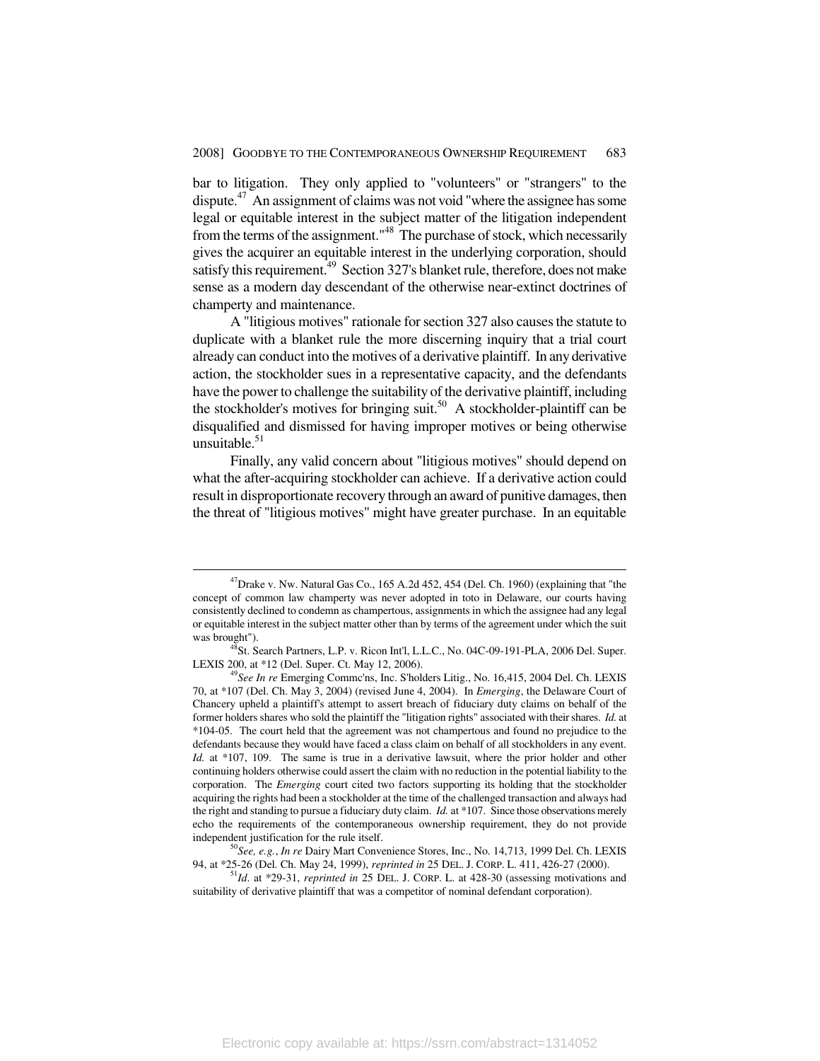bar to litigation. They only applied to "volunteers" or "strangers" to the dispute.[47] An assignment of claims was not void "where the assignee has some legal or equitable interest in the subject matter of the litigation independent from the terms of the assignment."[48] The purchase of stock, which necessarily gives the acquirer an equitable interest in the underlying corporation, should satisfy this requirement.[49] Section 327's blanket rule, therefore, does not make sense as a modern day descendant of the otherwise near-extinct doctrines of champerty and maintenance.

A "litigious motives" rationale for section 327 also causes the statute to duplicate with a blanket rule the more discerning inquiry that a trial court already can conduct into the motives of a derivative plaintiff. In any derivative action, the stockholder sues in a representative capacity, and the defendants have the power to challenge the suitability of the derivative plaintiff, including the stockholder's motives for bringing suit.[50] A stockholder-plaintiff can be disqualified and dismissed for having improper motives or being otherwise unsuitable.[51]

Finally, any valid concern about "litigious motives" should depend on what the after-acquiring stockholder can achieve. If a derivative action could result in disproportionate recovery through an award of punitive damages, then the threat of "litigious motives" might have greater purchase. In an equitable

---

[47] Drake v. Nw. Natural Gas Co., 165 A.2d 452, 454 (Del. Ch. 1960) (explaining that "the concept of common law champerty was never adopted in toto in Delaware, our courts having consistently declined to condemn as champertous, assignments in which the assignee had any legal or equitable interest in the subject matter other than by terms of the agreement under which the suit was brought").

[48] St. Search Partners, L.P. v. Ricon Int'l, L.L.C., No. 04C-09-191-PLA, 2006 Del. Super. LEXIS 200, at *12 (Del. Super. Ct. May 12, 2006).

[49] *See In re* Emerging Commc'ns, Inc. S'holders Litig., No. 16,415, 2004 Del. Ch. LEXIS 70, at *107 (Del. Ch. May 3, 2004) (revised June 4, 2004). In *Emerging*, the Delaware Court of Chancery upheld a plaintiff's attempt to assert breach of fiduciary duty claims on behalf of the former holders shares who sold the plaintiff the "litigation rights" associated with their shares. *Id.* at *104-05. The court held that the agreement was not champertous and found no prejudice to the defendants because they would have faced a class claim on behalf of all stockholders in any event. *Id.* at *107, 109. The same is true in a derivative lawsuit, where the prior holder and other continuing holders otherwise could assert the claim with no reduction in the potential liability to the corporation. The *Emerging* court cited two factors supporting its holding that the stockholder acquiring the rights had been a stockholder at the time of the challenged transaction and always had the right and standing to pursue a fiduciary duty claim. *Id.* at *107. Since those observations merely echo the requirements of the contemporaneous ownership requirement, they do not provide independent justification for the rule itself.

[50] *See, e.g.*, *In re* Dairy Mart Convenience Stores, Inc., No. 14,713, 1999 Del. Ch. LEXIS 94, at *25-26 (Del. Ch. May 24, 1999), *reprinted in* 25 DEL. J. CORP. L. 411, 426-27 (2000).

[51] *Id.* at *29-31, *reprinted in* 25 DEL. J. CORP. L. at 428-30 (assessing motivations and suitability of derivative plaintiff that was a competitor of nominal defendant corporation).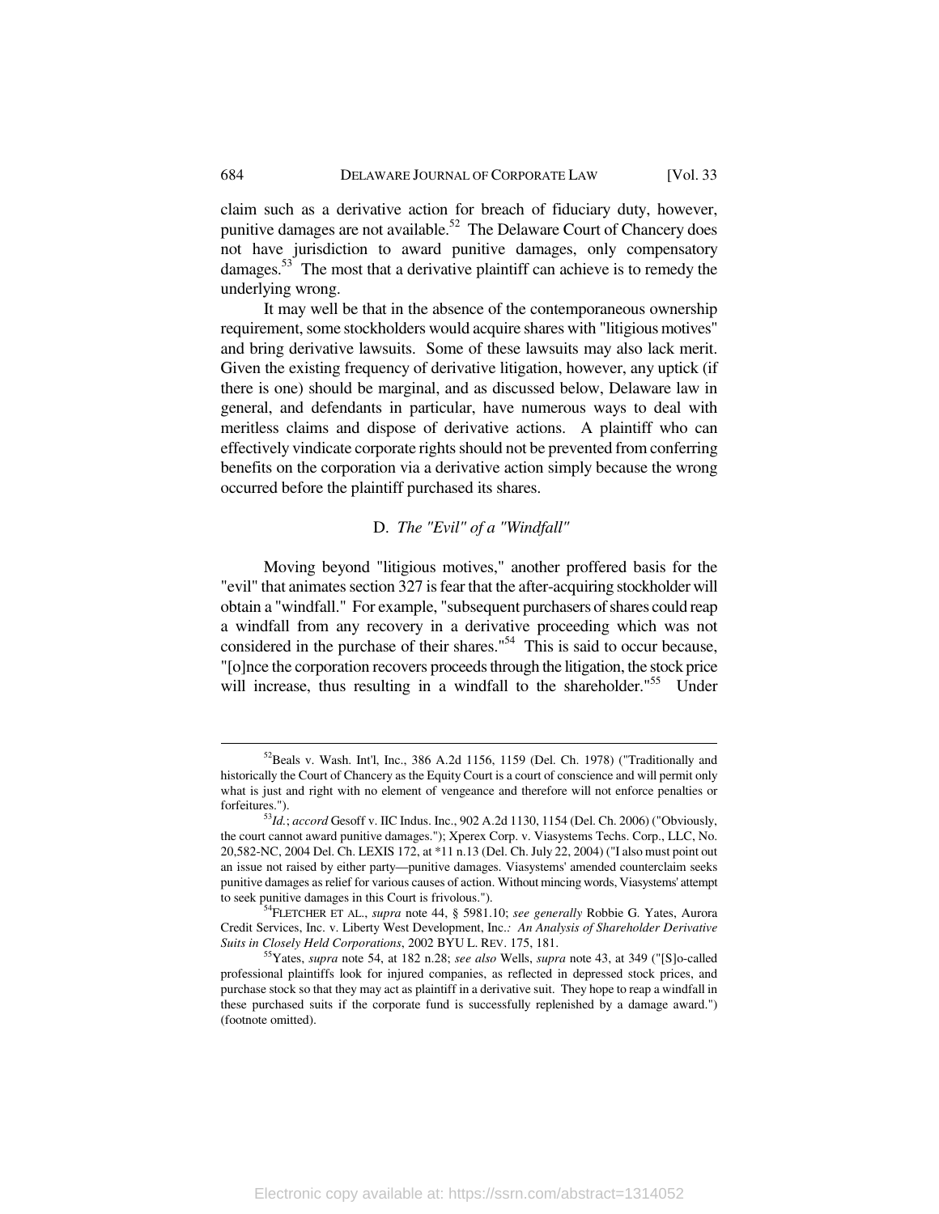claim such as a derivative action for breach of fiduciary duty, however, punitive damages are not available.[52] The Delaware Court of Chancery does not have jurisdiction to award punitive damages, only compensatory damages.[53] The most that a derivative plaintiff can achieve is to remedy the underlying wrong.

It may well be that in the absence of the contemporaneous ownership requirement, some stockholders would acquire shares with "litigious motives" and bring derivative lawsuits. Some of these lawsuits may also lack merit. Given the existing frequency of derivative litigation, however, any uptick (if there is one) should be marginal, and as discussed below, Delaware law in general, and defendants in particular, have numerous ways to deal with meritless claims and dispose of derivative actions. A plaintiff who can effectively vindicate corporate rights should not be prevented from conferring benefits on the corporation via a derivative action simply because the wrong occurred before the plaintiff purchased its shares.

### D. *The "Evil" of a "Windfall"*

Moving beyond "litigious motives," another proffered basis for the "evil" that animates section 327 is fear that the after-acquiring stockholder will obtain a "windfall." For example, "subsequent purchasers of shares could reap a windfall from any recovery in a derivative proceeding which was not considered in the purchase of their shares."[54] This is said to occur because, "[o]nce the corporation recovers proceeds through the litigation, the stock price will increase, thus resulting in a windfall to the shareholder."[55] Under

---

[52] Beals v. Wash. Int'l, Inc., 386 A.2d 1156, 1159 (Del. Ch. 1978) ("Traditionally and historically the Court of Chancery as the Equity Court is a court of conscience and will permit only what is just and right with no element of vengeance and therefore will not enforce penalties or forfeitures.").

[53] *Id.*; *accord* Gesoff v. IIC Indus. Inc., 902 A.2d 1130, 1154 (Del. Ch. 2006) ("Obviously, the court cannot award punitive damages."); Xperex Corp. v. Viasystems Techs. Corp., LLC, No. 20,582-NC, 2004 Del. Ch. LEXIS 172, at *11 n.13 (Del. Ch. July 22, 2004) ("I also must point out an issue not raised by either party—punitive damages. Viasystems' amended counterclaim seeks punitive damages as relief for various causes of action. Without mincing words, Viasystems' attempt to seek punitive damages in this Court is frivolous.").

[54] FLETCHER ET AL., *supra* note 44, § 5981.10; *see generally* Robbie G. Yates, Aurora Credit Services, Inc. v. Liberty West Development, Inc.*: An Analysis of Shareholder Derivative Suits in Closely Held Corporations*, 2002 BYU L. REV. 175, 181.

[55] Yates, *supra* note 54, at 182 n.28; *see also* Wells, *supra* note 43, at 349 ("[S]o-called professional plaintiffs look for injured companies, as reflected in depressed stock prices, and purchase stock so that they may act as plaintiff in a derivative suit. They hope to reap a windfall in these purchased suits if the corporate fund is successfully replenished by a damage award.") (footnote omitted).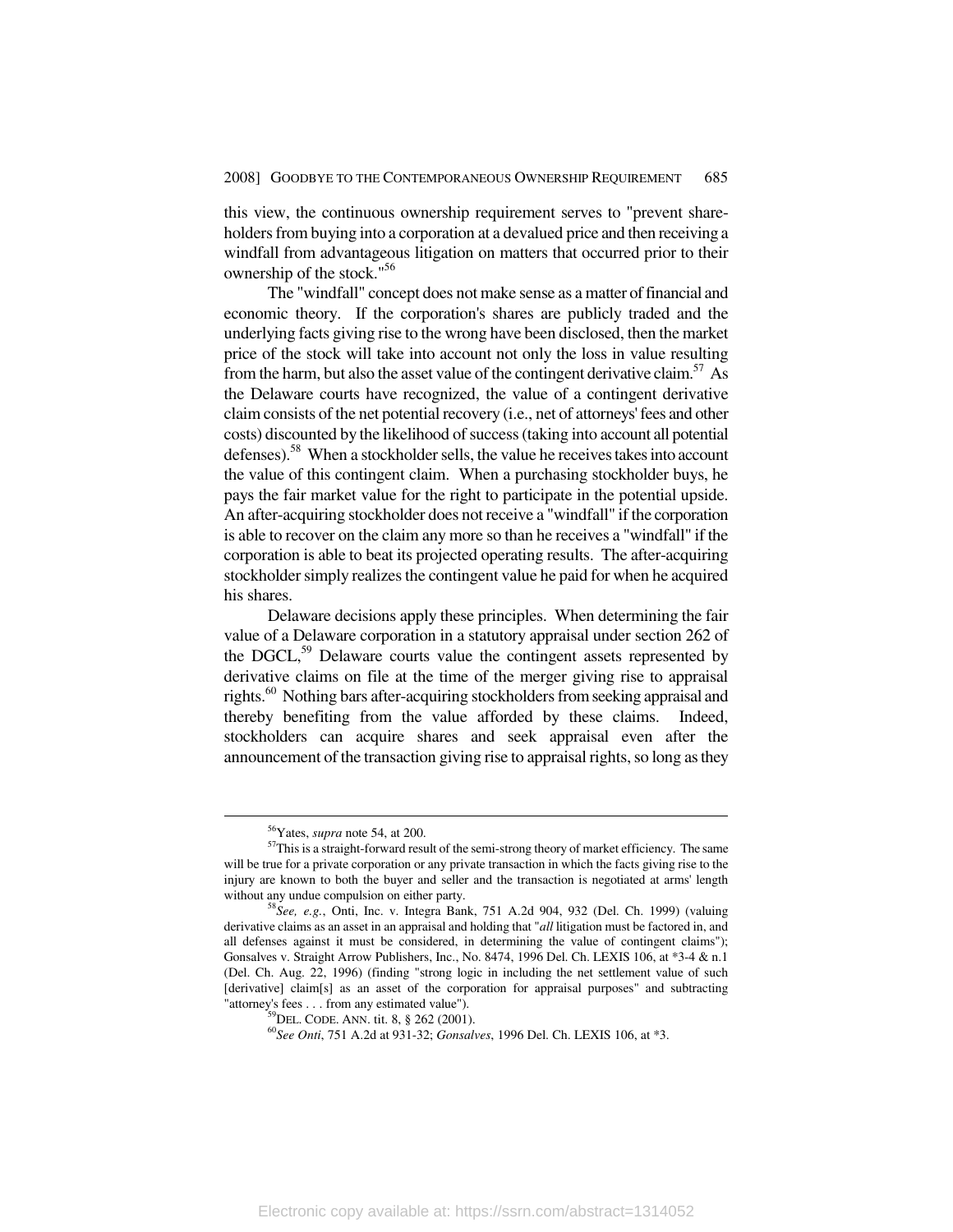this view, the continuous ownership requirement serves to "prevent shareholders from buying into a corporation at a devalued price and then receiving a windfall from advantageous litigation on matters that occurred prior to their ownership of the stock."[56]

The "windfall" concept does not make sense as a matter of financial and economic theory. If the corporation's shares are publicly traded and the underlying facts giving rise to the wrong have been disclosed, then the market price of the stock will take into account not only the loss in value resulting from the harm, but also the asset value of the contingent derivative claim.[57] As the Delaware courts have recognized, the value of a contingent derivative claim consists of the net potential recovery (i.e., net of attorneys' fees and other costs) discounted by the likelihood of success (taking into account all potential defenses).[58] When a stockholder sells, the value he receives takes into account the value of this contingent claim. When a purchasing stockholder buys, he pays the fair market value for the right to participate in the potential upside. An after-acquiring stockholder does not receive a "windfall" if the corporation is able to recover on the claim any more so than he receives a "windfall" if the corporation is able to beat its projected operating results. The after-acquiring stockholder simply realizes the contingent value he paid for when he acquired his shares.

Delaware decisions apply these principles. When determining the fair value of a Delaware corporation in a statutory appraisal under section 262 of the DGCL,[59] Delaware courts value the contingent assets represented by derivative claims on file at the time of the merger giving rise to appraisal rights.[60] Nothing bars after-acquiring stockholders from seeking appraisal and thereby benefiting from the value afforded by these claims. Indeed, stockholders can acquire shares and seek appraisal even after the announcement of the transaction giving rise to appraisal rights, so long as they

---

[56] Yates, *supra* note 54, at 200.

[57] This is a straight-forward result of the semi-strong theory of market efficiency. The same will be true for a private corporation or any private transaction in which the facts giving rise to the injury are known to both the buyer and seller and the transaction is negotiated at arms' length without any undue compulsion on either party.

[58] *See, e.g.*, Onti, Inc. v. Integra Bank, 751 A.2d 904, 932 (Del. Ch. 1999) (valuing derivative claims as an asset in an appraisal and holding that "*all* litigation must be factored in, and all defenses against it must be considered, in determining the value of contingent claims"); Gonsalves v. Straight Arrow Publishers, Inc., No. 8474, 1996 Del. Ch. LEXIS 106, at \*3-4 & n.1 (Del. Ch. Aug. 22, 1996) (finding "strong logic in including the net settlement value of such [derivative] claim[s] as an asset of the corporation for appraisal purposes" and subtracting "attorney's fees . . . from any estimated value").

[59] DEL. CODE. ANN. tit. 8, § 262 (2001).

[60] *See Onti*, 751 A.2d at 931-32; *Gonsalves*, 1996 Del. Ch. LEXIS 106, at \*3.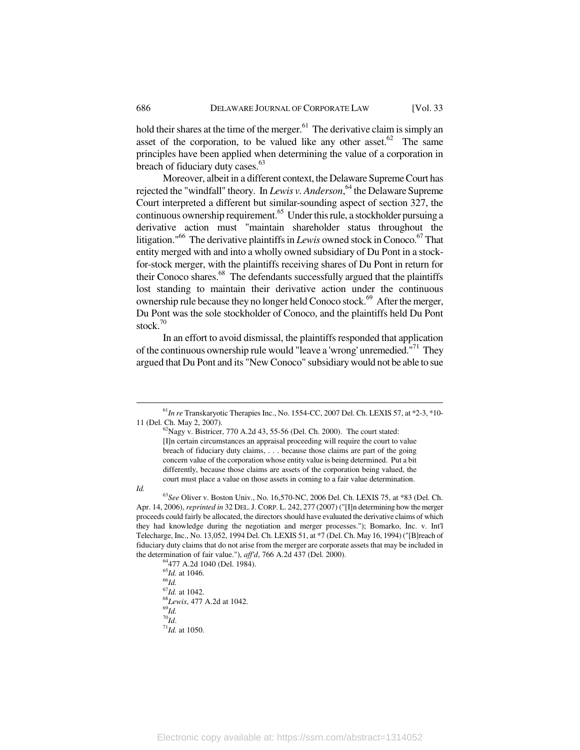hold their shares at the time of the merger.[61] The derivative claim is simply an asset of the corporation, to be valued like any other asset.[62] The same principles have been applied when determining the value of a corporation in breach of fiduciary duty cases.[63]

Moreover, albeit in a different context, the Delaware Supreme Court has rejected the "windfall" theory. In *Lewis v. Anderson*,[64] the Delaware Supreme Court interpreted a different but similar-sounding aspect of section 327, the continuous ownership requirement.[65] Under this rule, a stockholder pursuing a derivative action must "maintain shareholder status throughout the litigation."[66] The derivative plaintiffs in *Lewis* owned stock in Conoco.[67] That entity merged with and into a wholly owned subsidiary of Du Pont in a stock-for-stock merger, with the plaintiffs receiving shares of Du Pont in return for their Conoco shares.[68] The defendants successfully argued that the plaintiffs lost standing to maintain their derivative action under the continuous ownership rule because they no longer held Conoco stock.[69] After the merger, Du Pont was the sole stockholder of Conoco, and the plaintiffs held Du Pont stock.[70]

In an effort to avoid dismissal, the plaintiffs responded that application of the continuous ownership rule would "leave a 'wrong' unremedied."[71] They argued that Du Pont and its "New Conoco" subsidiary would not be able to sue

---

[61] *In re* Transkaryotic Therapies Inc., No. 1554-CC, 2007 Del. Ch. LEXIS 57, at *2-3, *10-11 (Del. Ch. May 2, 2007).

[62] Nagy v. Bistricer, 770 A.2d 43, 55-56 (Del. Ch. 2000). The court stated:

> [I]n certain circumstances an appraisal proceeding will require the court to value breach of fiduciary duty claims, . . . because those claims are part of the going concern value of the corporation whose entity value is being determined. Put a bit differently, because those claims are assets of the corporation being valued, the court must place a value on those assets in coming to a fair value determination.

*Id.*

[63] *See* Oliver v. Boston Univ., No. 16,570-NC, 2006 Del. Ch. LEXIS 75, at *83 (Del. Ch. Apr. 14, 2006), *reprinted in* 32 DEL. J. CORP. L. 242, 277 (2007) ("[I]n determining how the merger proceeds could fairly be allocated, the directors should have evaluated the derivative claims of which they had knowledge during the negotiation and merger processes."); Bomarko, Inc. v. Int'l Telecharge, Inc., No. 13,052, 1994 Del. Ch. LEXIS 51, at *7 (Del. Ch. May 16, 1994) ("[B]reach of fiduciary duty claims that do not arise from the merger are corporate assets that may be included in the determination of fair value."), *aff'd*, 766 A.2d 437 (Del. 2000).

[64] 477 A.2d 1040 (Del. 1984).

[65] *Id.* at 1046.

[66] *Id.*

[67] *Id.* at 1042.

[68] *Lewis*, 477 A.2d at 1042.

[69] *Id.*

[70] *Id.*

[71] *Id.* at 1050.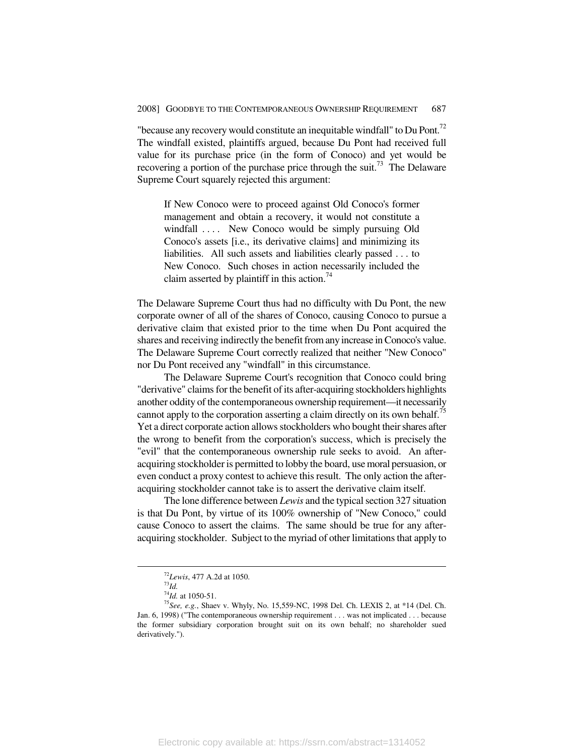"because any recovery would constitute an inequitable windfall" to Du Pont.[72] The windfall existed, plaintiffs argued, because Du Pont had received full value for its purchase price (in the form of Conoco) and yet would be recovering a portion of the purchase price through the suit.[73] The Delaware Supreme Court squarely rejected this argument:

> If New Conoco were to proceed against Old Conoco's former management and obtain a recovery, it would not constitute a windfall . . . . New Conoco would be simply pursuing Old Conoco's assets [i.e., its derivative claims] and minimizing its liabilities. All such assets and liabilities clearly passed . . . to New Conoco. Such choses in action necessarily included the claim asserted by plaintiff in this action.[74]

The Delaware Supreme Court thus had no difficulty with Du Pont, the new corporate owner of all of the shares of Conoco, causing Conoco to pursue a derivative claim that existed prior to the time when Du Pont acquired the shares and receiving indirectly the benefit from any increase in Conoco's value. The Delaware Supreme Court correctly realized that neither "New Conoco" nor Du Pont received any "windfall" in this circumstance.

The Delaware Supreme Court's recognition that Conoco could bring "derivative" claims for the benefit of its after-acquiring stockholders highlights another oddity of the contemporaneous ownership requirement—it necessarily cannot apply to the corporation asserting a claim directly on its own behalf.[75] Yet a direct corporate action allows stockholders who bought their shares after the wrong to benefit from the corporation's success, which is precisely the "evil" that the contemporaneous ownership rule seeks to avoid. An after-acquiring stockholder is permitted to lobby the board, use moral persuasion, or even conduct a proxy contest to achieve this result. The only action the after-acquiring stockholder cannot take is to assert the derivative claim itself.

The lone difference between *Lewis* and the typical section 327 situation is that Du Pont, by virtue of its 100% ownership of "New Conoco," could cause Conoco to assert the claims. The same should be true for any after-acquiring stockholder. Subject to the myriad of other limitations that apply to

---

[72] *Lewis*, 477 A.2d at 1050.

[73] *Id.*

[74] *Id.* at 1050-51.

[75] *See, e.g.*, Shaev v. Whyly, No. 15,559-NC, 1998 Del. Ch. LEXIS 2, at *14 (Del. Ch. Jan. 6, 1998) ("The contemporaneous ownership requirement . . . was not implicated . . . because the former subsidiary corporation brought suit on its own behalf; no shareholder sued derivatively.").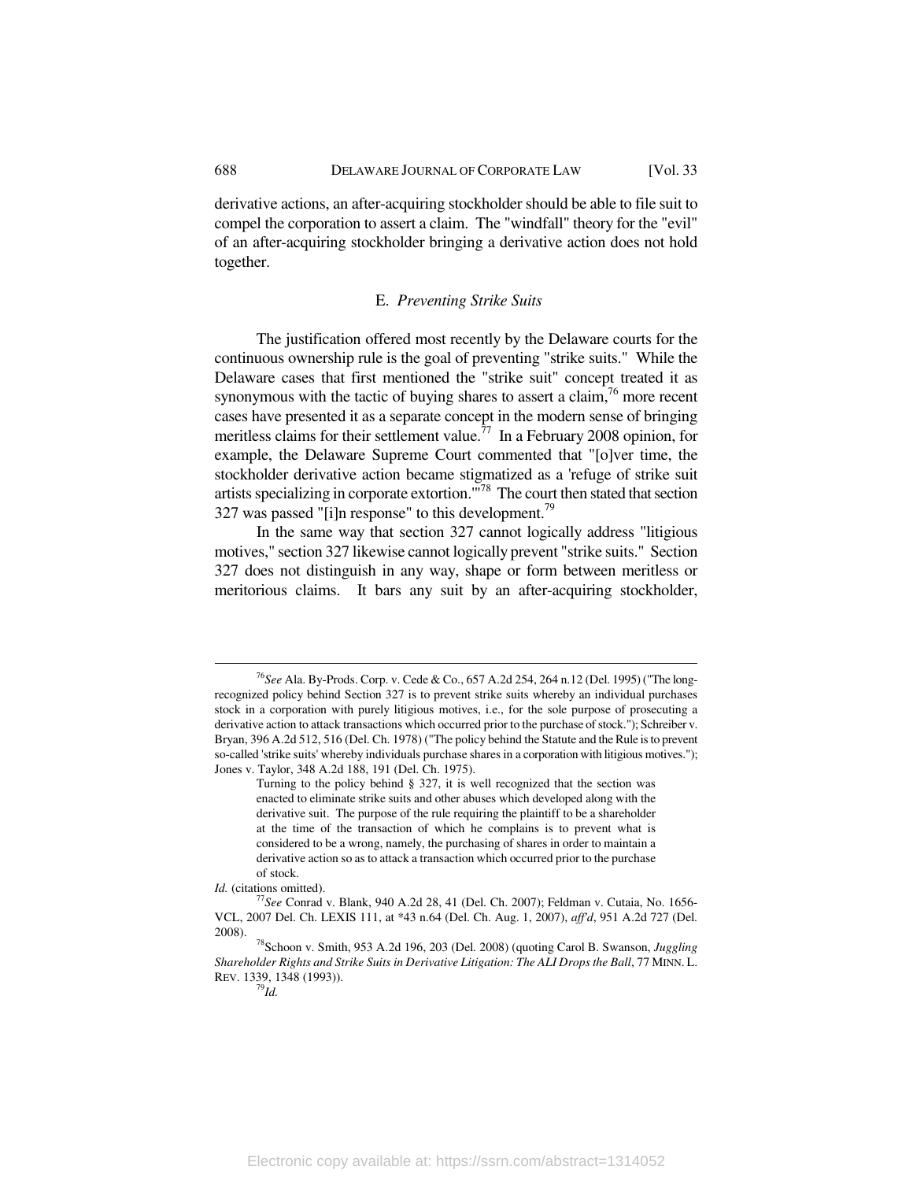derivative actions, an after-acquiring stockholder should be able to file suit to compel the corporation to assert a claim. The "windfall" theory for the "evil" of an after-acquiring stockholder bringing a derivative action does not hold together.

### E. *Preventing Strike Suits*

The justification offered most recently by the Delaware courts for the continuous ownership rule is the goal of preventing "strike suits." While the Delaware cases that first mentioned the "strike suit" concept treated it as synonymous with the tactic of buying shares to assert a claim,[76] more recent cases have presented it as a separate concept in the modern sense of bringing meritless claims for their settlement value.[77] In a February 2008 opinion, for example, the Delaware Supreme Court commented that "[o]ver time, the stockholder derivative action became stigmatized as a 'refuge of strike suit artists specializing in corporate extortion.'"[78] The court then stated that section 327 was passed "[i]n response" to this development.[79]

In the same way that section 327 cannot logically address "litigious motives," section 327 likewise cannot logically prevent "strike suits." Section 327 does not distinguish in any way, shape or form between meritless or meritorious claims. It bars any suit by an after-acquiring stockholder,

---

[76] *See* Ala. By-Prods. Corp. v. Cede & Co., 657 A.2d 254, 264 n.12 (Del. 1995) ("The long-recognized policy behind Section 327 is to prevent strike suits whereby an individual purchases stock in a corporation with purely litigious motives, i.e., for the sole purpose of prosecuting a derivative action to attack transactions which occurred prior to the purchase of stock."); Schreiber v. Bryan, 396 A.2d 512, 516 (Del. Ch. 1978) ("The policy behind the Statute and the Rule is to prevent so-called 'strike suits' whereby individuals purchase shares in a corporation with litigious motives."); Jones v. Taylor, 348 A.2d 188, 191 (Del. Ch. 1975).

> Turning to the policy behind § 327, it is well recognized that the section was enacted to eliminate strike suits and other abuses which developed along with the derivative suit. The purpose of the rule requiring the plaintiff to be a shareholder at the time of the transaction of which he complains is to prevent what is considered to be a wrong, namely, the purchasing of shares in order to maintain a derivative action so as to attack a transaction which occurred prior to the purchase of stock.

*Id.* (citations omitted).

[77] *See* Conrad v. Blank, 940 A.2d 28, 41 (Del. Ch. 2007); Feldman v. Cutaia, No. 1656-VCL, 2007 Del. Ch. LEXIS 111, at *43 n.64 (Del. Ch. Aug. 1, 2007), *aff'd*, 951 A.2d 727 (Del. 2008).

[78] Schoon v. Smith, 953 A.2d 196, 203 (Del. 2008) (quoting Carol B. Swanson, *Juggling Shareholder Rights and Strike Suits in Derivative Litigation: The ALI Drops the Ball*, 77 MINN. L. REV. 1339, 1348 (1993)).

[79] *Id.*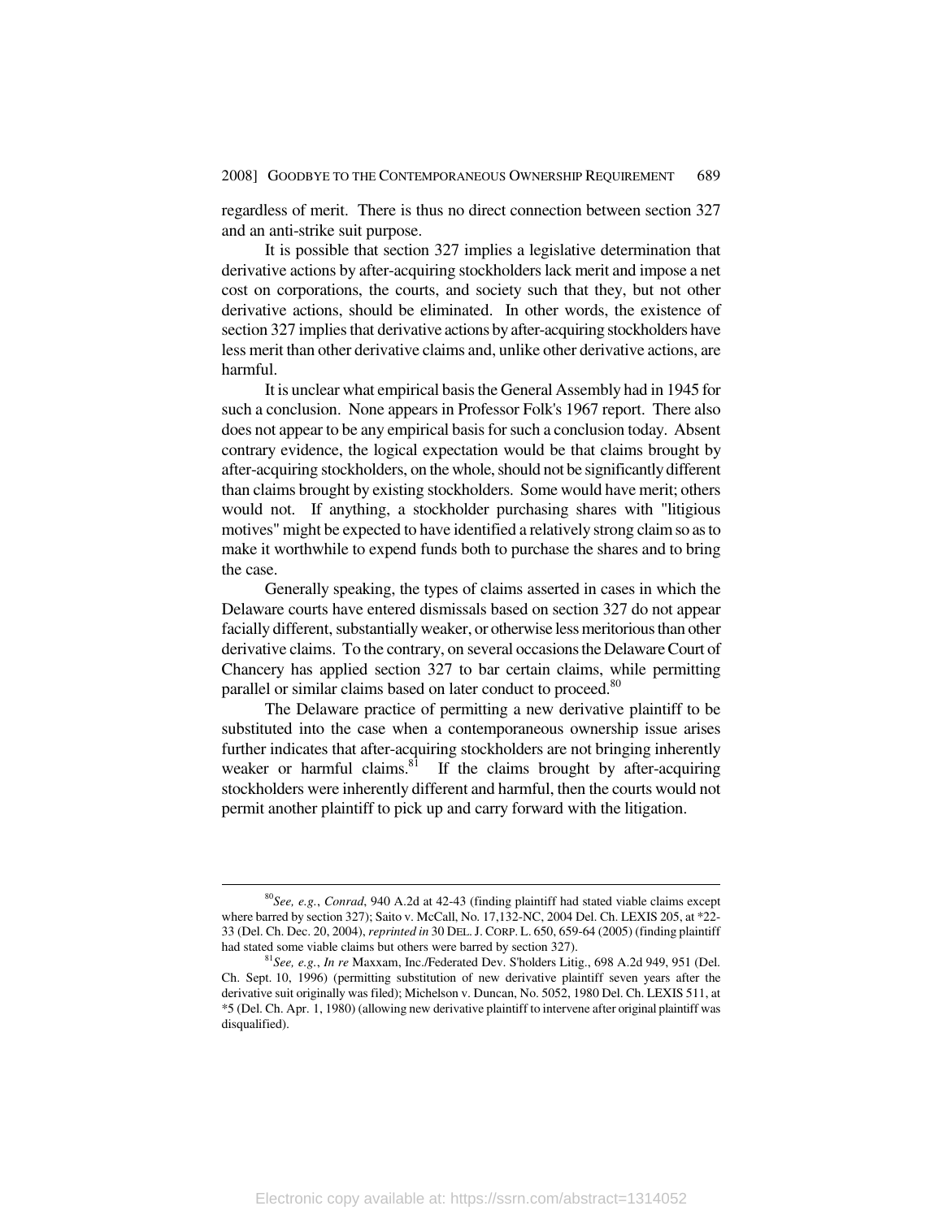regardless of merit. There is thus no direct connection between section 327 and an anti-strike suit purpose.

It is possible that section 327 implies a legislative determination that derivative actions by after-acquiring stockholders lack merit and impose a net cost on corporations, the courts, and society such that they, but not other derivative actions, should be eliminated. In other words, the existence of section 327 implies that derivative actions by after-acquiring stockholders have less merit than other derivative claims and, unlike other derivative actions, are harmful.

It is unclear what empirical basis the General Assembly had in 1945 for such a conclusion. None appears in Professor Folk's 1967 report. There also does not appear to be any empirical basis for such a conclusion today. Absent contrary evidence, the logical expectation would be that claims brought by after-acquiring stockholders, on the whole, should not be significantly different than claims brought by existing stockholders. Some would have merit; others would not. If anything, a stockholder purchasing shares with "litigious motives" might be expected to have identified a relatively strong claim so as to make it worthwhile to expend funds both to purchase the shares and to bring the case.

Generally speaking, the types of claims asserted in cases in which the Delaware courts have entered dismissals based on section 327 do not appear facially different, substantially weaker, or otherwise less meritorious than other derivative claims. To the contrary, on several occasions the Delaware Court of Chancery has applied section 327 to bar certain claims, while permitting parallel or similar claims based on later conduct to proceed.[80]

The Delaware practice of permitting a new derivative plaintiff to be substituted into the case when a contemporaneous ownership issue arises further indicates that after-acquiring stockholders are not bringing inherently weaker or harmful claims.[81] If the claims brought by after-acquiring stockholders were inherently different and harmful, then the courts would not permit another plaintiff to pick up and carry forward with the litigation.

---

[80] *See, e.g.*, *Conrad*, 940 A.2d at 42-43 (finding plaintiff had stated viable claims except where barred by section 327); Saito v. McCall, No. 17,132-NC, 2004 Del. Ch. LEXIS 205, at *22-33 (Del. Ch. Dec. 20, 2004), *reprinted in* 30 DEL. J. CORP. L. 650, 659-64 (2005) (finding plaintiff had stated some viable claims but others were barred by section 327).

[81] *See, e.g.*, *In re* Maxxam, Inc./Federated Dev. S'holders Litig., 698 A.2d 949, 951 (Del. Ch. Sept. 10, 1996) (permitting substitution of new derivative plaintiff seven years after the derivative suit originally was filed); Michelson v. Duncan, No. 5052, 1980 Del. Ch. LEXIS 511, at *5 (Del. Ch. Apr. 1, 1980) (allowing new derivative plaintiff to intervene after original plaintiff was disqualified).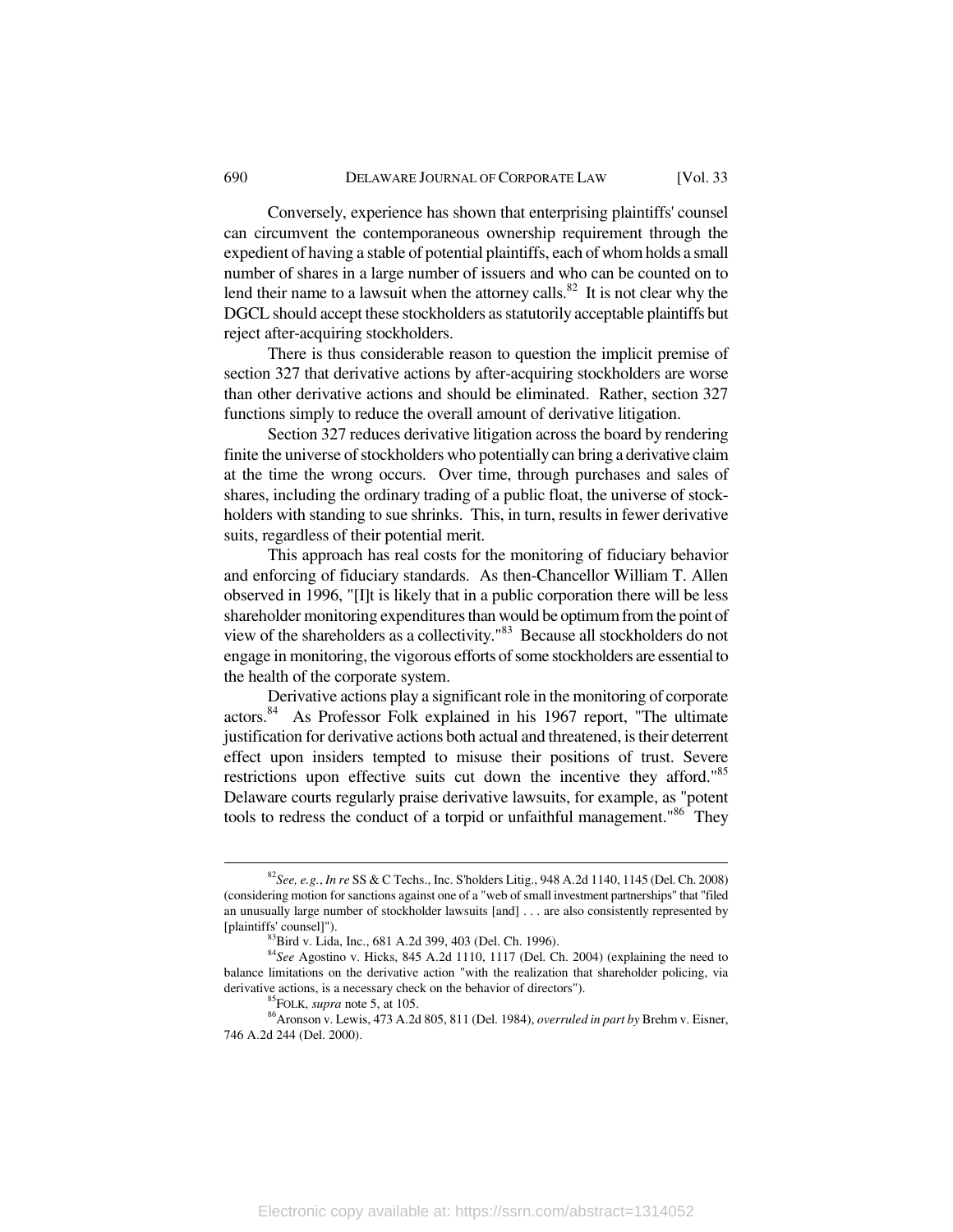Conversely, experience has shown that enterprising plaintiffs' counsel can circumvent the contemporaneous ownership requirement through the expedient of having a stable of potential plaintiffs, each of whom holds a small number of shares in a large number of issuers and who can be counted on to lend their name to a lawsuit when the attorney calls.[82] It is not clear why the DGCL should accept these stockholders as statutorily acceptable plaintiffs but reject after-acquiring stockholders.

There is thus considerable reason to question the implicit premise of section 327 that derivative actions by after-acquiring stockholders are worse than other derivative actions and should be eliminated. Rather, section 327 functions simply to reduce the overall amount of derivative litigation.

Section 327 reduces derivative litigation across the board by rendering finite the universe of stockholders who potentially can bring a derivative claim at the time the wrong occurs. Over time, through purchases and sales of shares, including the ordinary trading of a public float, the universe of stockholders with standing to sue shrinks. This, in turn, results in fewer derivative suits, regardless of their potential merit.

This approach has real costs for the monitoring of fiduciary behavior and enforcing of fiduciary standards. As then-Chancellor William T. Allen observed in 1996, "[I]t is likely that in a public corporation there will be less shareholder monitoring expenditures than would be optimum from the point of view of the shareholders as a collectivity."[83] Because all stockholders do not engage in monitoring, the vigorous efforts of some stockholders are essential to the health of the corporate system.

Derivative actions play a significant role in the monitoring of corporate actors.[84] As Professor Folk explained in his 1967 report, "The ultimate justification for derivative actions both actual and threatened, is their deterrent effect upon insiders tempted to misuse their positions of trust. Severe restrictions upon effective suits cut down the incentive they afford."[85] Delaware courts regularly praise derivative lawsuits, for example, as "potent tools to redress the conduct of a torpid or unfaithful management."[86] They

---

[82] *See, e.g.*, *In re* SS & C Techs., Inc. S'holders Litig., 948 A.2d 1140, 1145 (Del. Ch. 2008) (considering motion for sanctions against one of a "web of small investment partnerships" that "filed an unusually large number of stockholder lawsuits [and] . . . are also consistently represented by [plaintiffs' counsel]").

[83] Bird v. Lida, Inc., 681 A.2d 399, 403 (Del. Ch. 1996).

[84] *See* Agostino v. Hicks, 845 A.2d 1110, 1117 (Del. Ch. 2004) (explaining the need to balance limitations on the derivative action "with the realization that shareholder policing, via derivative actions, is a necessary check on the behavior of directors").

[85] FOLK, *supra* note 5, at 105.

[86] Aronson v. Lewis, 473 A.2d 805, 811 (Del. 1984), *overruled in part by* Brehm v. Eisner, 746 A.2d 244 (Del. 2000).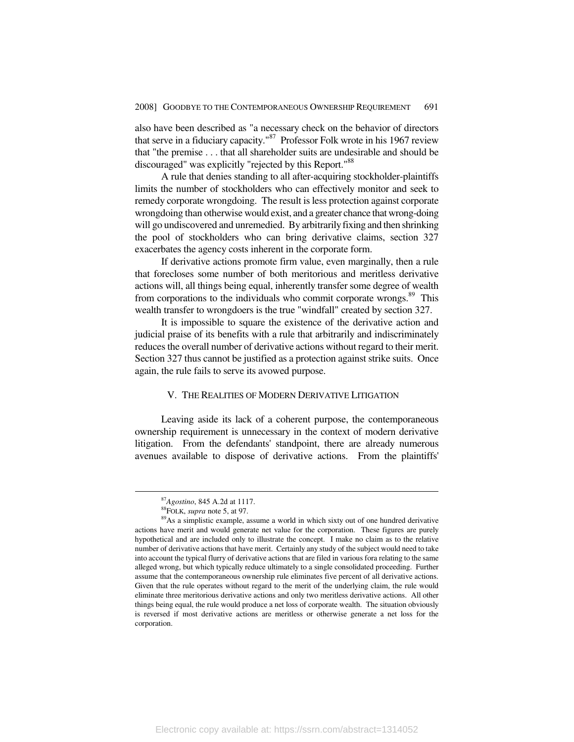also have been described as "a necessary check on the behavior of directors that serve in a fiduciary capacity."[87] Professor Folk wrote in his 1967 review that "the premise . . . that all shareholder suits are undesirable and should be discouraged" was explicitly "rejected by this Report."[88]

A rule that denies standing to all after-acquiring stockholder-plaintiffs limits the number of stockholders who can effectively monitor and seek to remedy corporate wrongdoing. The result is less protection against corporate wrongdoing than otherwise would exist, and a greater chance that wrong-doing will go undiscovered and unremedied. By arbitrarily fixing and then shrinking the pool of stockholders who can bring derivative claims, section 327 exacerbates the agency costs inherent in the corporate form.

If derivative actions promote firm value, even marginally, then a rule that forecloses some number of both meritorious and meritless derivative actions will, all things being equal, inherently transfer some degree of wealth from corporations to the individuals who commit corporate wrongs.[89] This wealth transfer to wrongdoers is the true "windfall" created by section 327.

It is impossible to square the existence of the derivative action and judicial praise of its benefits with a rule that arbitrarily and indiscriminately reduces the overall number of derivative actions without regard to their merit. Section 327 thus cannot be justified as a protection against strike suits. Once again, the rule fails to serve its avowed purpose.

## V. THE REALITIES OF MODERN DERIVATIVE LITIGATION

Leaving aside its lack of a coherent purpose, the contemporaneous ownership requirement is unnecessary in the context of modern derivative litigation. From the defendants' standpoint, there are already numerous avenues available to dispose of derivative actions. From the plaintiffs'

---

[87] *Agostino*, 845 A.2d at 1117.

[88] FOLK, *supra* note 5, at 97.

[89] As a simplistic example, assume a world in which sixty out of one hundred derivative actions have merit and would generate net value for the corporation. These figures are purely hypothetical and are included only to illustrate the concept. I make no claim as to the relative number of derivative actions that have merit. Certainly any study of the subject would need to take into account the typical flurry of derivative actions that are filed in various fora relating to the same alleged wrong, but which typically reduce ultimately to a single consolidated proceeding. Further assume that the contemporaneous ownership rule eliminates five percent of all derivative actions. Given that the rule operates without regard to the merit of the underlying claim, the rule would eliminate three meritorious derivative actions and only two meritless derivative actions. All other things being equal, the rule would produce a net loss of corporate wealth. The situation obviously is reversed if most derivative actions are meritless or otherwise generate a net loss for the corporation.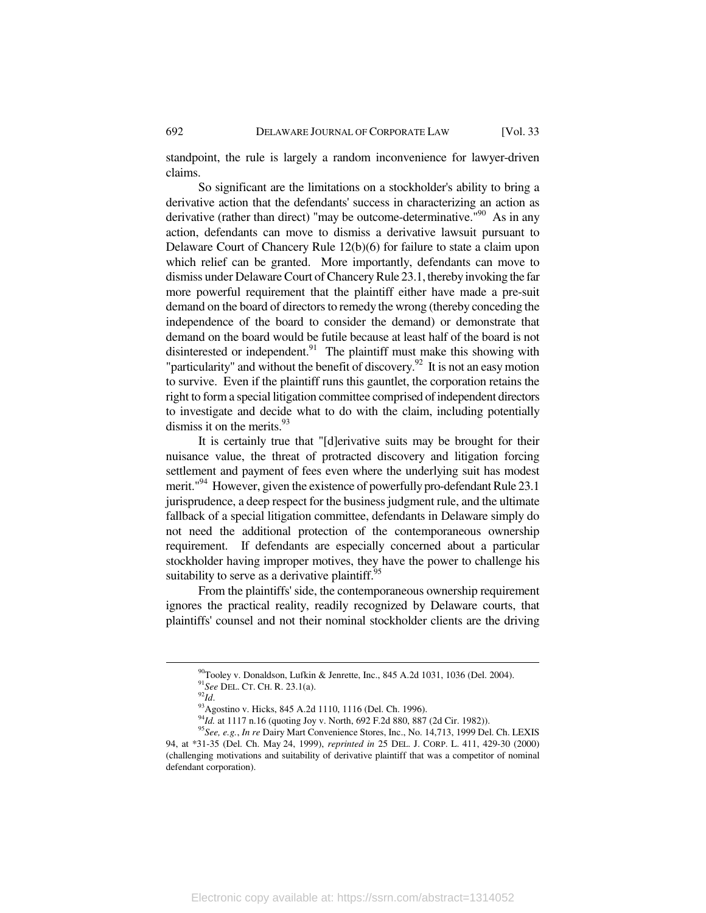standpoint, the rule is largely a random inconvenience for lawyer-driven claims.

So significant are the limitations on a stockholder's ability to bring a derivative action that the defendants' success in characterizing an action as derivative (rather than direct) "may be outcome-determinative."[90] As in any action, defendants can move to dismiss a derivative lawsuit pursuant to Delaware Court of Chancery Rule 12(b)(6) for failure to state a claim upon which relief can be granted. More importantly, defendants can move to dismiss under Delaware Court of Chancery Rule 23.1, thereby invoking the far more powerful requirement that the plaintiff either have made a pre-suit demand on the board of directors to remedy the wrong (thereby conceding the independence of the board to consider the demand) or demonstrate that demand on the board would be futile because at least half of the board is not disinterested or independent.[91] The plaintiff must make this showing with "particularity" and without the benefit of discovery.[92] It is not an easy motion to survive. Even if the plaintiff runs this gauntlet, the corporation retains the right to form a special litigation committee comprised of independent directors to investigate and decide what to do with the claim, including potentially dismiss it on the merits.[93]

It is certainly true that "[d]erivative suits may be brought for their nuisance value, the threat of protracted discovery and litigation forcing settlement and payment of fees even where the underlying suit has modest merit."[94] However, given the existence of powerfully pro-defendant Rule 23.1 jurisprudence, a deep respect for the business judgment rule, and the ultimate fallback of a special litigation committee, defendants in Delaware simply do not need the additional protection of the contemporaneous ownership requirement. If defendants are especially concerned about a particular stockholder having improper motives, they have the power to challenge his suitability to serve as a derivative plaintiff.[95]

From the plaintiffs' side, the contemporaneous ownership requirement ignores the practical reality, readily recognized by Delaware courts, that plaintiffs' counsel and not their nominal stockholder clients are the driving

---

[90] Tooley v. Donaldson, Lufkin & Jenrette, Inc., 845 A.2d 1031, 1036 (Del. 2004).

[91] *See* DEL. CT. CH. R. 23.1(a).

[92] *Id.*

[93] Agostino v. Hicks, 845 A.2d 1110, 1116 (Del. Ch. 1996).

[94] *Id.* at 1117 n.16 (quoting Joy v. North, 692 F.2d 880, 887 (2d Cir. 1982)).

[95] *See, e.g.*, *In re* Dairy Mart Convenience Stores, Inc., No. 14,713, 1999 Del. Ch. LEXIS 94, at *31-35 (Del. Ch. May 24, 1999), *reprinted in* 25 DEL. J. CORP. L. 411, 429-30 (2000) (challenging motivations and suitability of derivative plaintiff that was a competitor of nominal defendant corporation).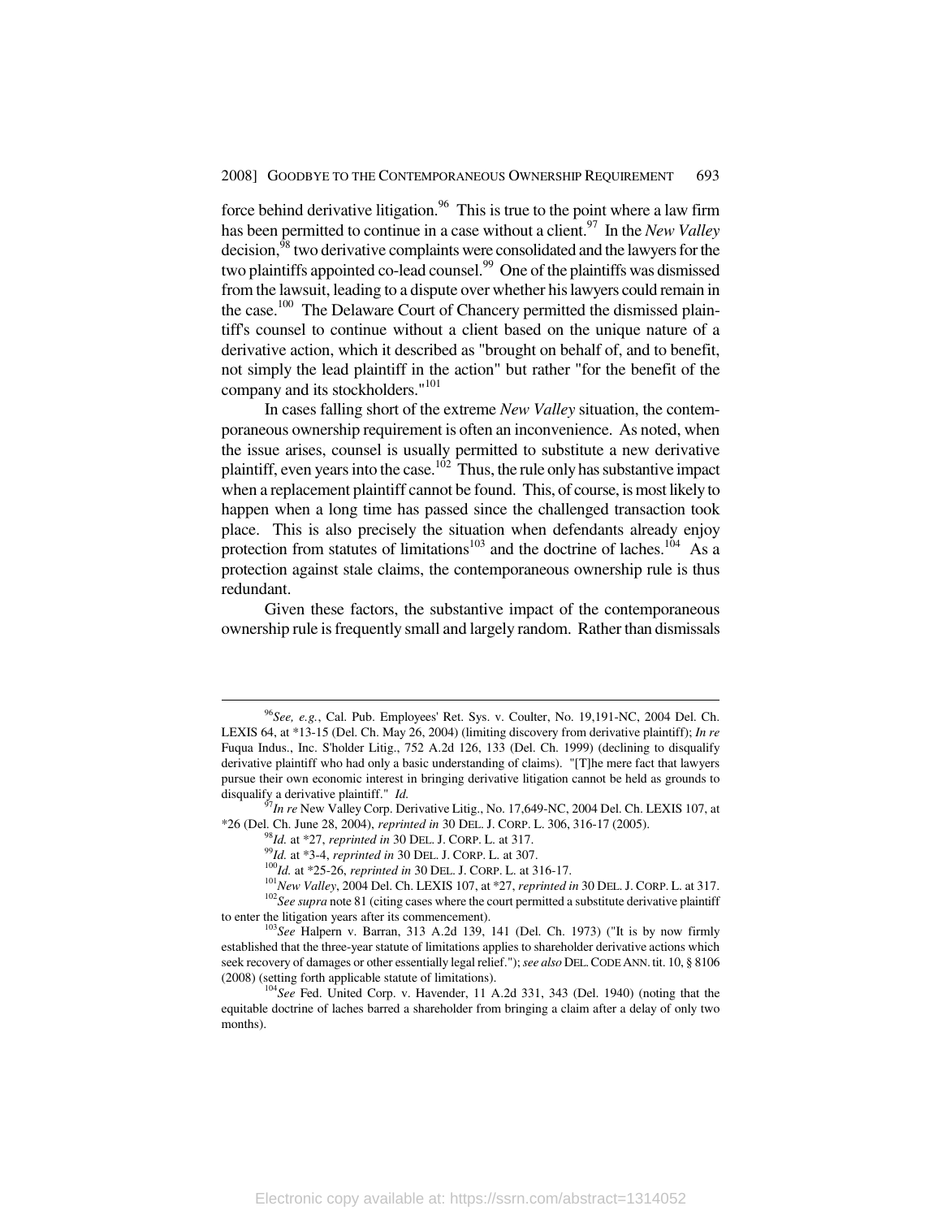force behind derivative litigation.[96] This is true to the point where a law firm has been permitted to continue in a case without a client.[97] In the *New Valley* decision,[98] two derivative complaints were consolidated and the lawyers for the two plaintiffs appointed co-lead counsel.[99] One of the plaintiffs was dismissed from the lawsuit, leading to a dispute over whether his lawyers could remain in the case.[100] The Delaware Court of Chancery permitted the dismissed plaintiff's counsel to continue without a client based on the unique nature of a derivative action, which it described as "brought on behalf of, and to benefit, not simply the lead plaintiff in the action" but rather "for the benefit of the company and its stockholders."[101]

In cases falling short of the extreme *New Valley* situation, the contemporaneous ownership requirement is often an inconvenience. As noted, when the issue arises, counsel is usually permitted to substitute a new derivative plaintiff, even years into the case.[102] Thus, the rule only has substantive impact when a replacement plaintiff cannot be found. This, of course, is most likely to happen when a long time has passed since the challenged transaction took place. This is also precisely the situation when defendants already enjoy protection from statutes of limitations[103] and the doctrine of laches.[104] As a protection against stale claims, the contemporaneous ownership rule is thus redundant.

Given these factors, the substantive impact of the contemporaneous ownership rule is frequently small and largely random. Rather than dismissals

---

[96] *See, e.g.*, Cal. Pub. Employees' Ret. Sys. v. Coulter, No. 19,191-NC, 2004 Del. Ch. LEXIS 64, at *13-15 (Del. Ch. May 26, 2004) (limiting discovery from derivative plaintiff); *In re* Fuqua Indus., Inc. S'holder Litig., 752 A.2d 126, 133 (Del. Ch. 1999) (declining to disqualify derivative plaintiff who had only a basic understanding of claims). "[T]he mere fact that lawyers pursue their own economic interest in bringing derivative litigation cannot be held as grounds to disqualify a derivative plaintiff." *Id.*

[97] *In re* New Valley Corp. Derivative Litig., No. 17,649-NC, 2004 Del. Ch. LEXIS 107, at *26 (Del. Ch. June 28, 2004), *reprinted in* 30 DEL. J. CORP. L. 306, 316-17 (2005).

[98] *Id.* at *27, *reprinted in* 30 DEL. J. CORP. L. at 317.

[99] *Id.* at *3-4, *reprinted in* 30 DEL. J. CORP. L. at 307.

[100] *Id.* at *25-26, *reprinted in* 30 DEL. J. CORP. L. at 316-17.

[101] *New Valley*, 2004 Del. Ch. LEXIS 107, at *27, *reprinted in* 30 DEL. J. CORP. L. at 317.

[102] *See supra* note 81 (citing cases where the court permitted a substitute derivative plaintiff to enter the litigation years after its commencement).

[103] *See* Halpern v. Barran, 313 A.2d 139, 141 (Del. Ch. 1973) ("It is by now firmly established that the three-year statute of limitations applies to shareholder derivative actions which seek recovery of damages or other essentially legal relief."); *see also* DEL. CODE ANN. tit. 10, § 8106 (2008) (setting forth applicable statute of limitations).

[104] *See* Fed. United Corp. v. Havender, 11 A.2d 331, 343 (Del. 1940) (noting that the equitable doctrine of laches barred a shareholder from bringing a claim after a delay of only two months).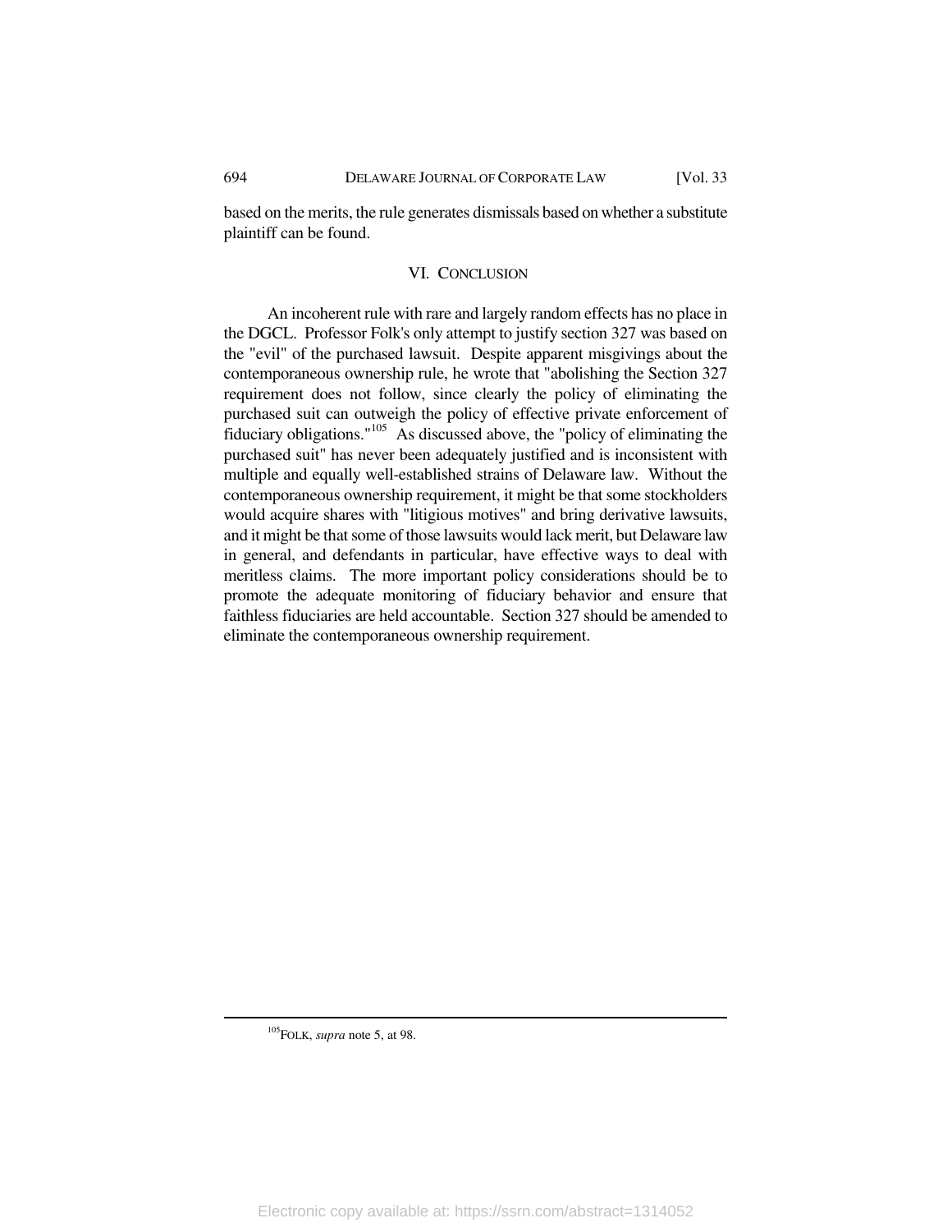based on the merits, the rule generates dismissals based on whether a substitute plaintiff can be found.

## VI. CONCLUSION

An incoherent rule with rare and largely random effects has no place in the DGCL. Professor Folk's only attempt to justify section 327 was based on the "evil" of the purchased lawsuit. Despite apparent misgivings about the contemporaneous ownership rule, he wrote that "abolishing the Section 327 requirement does not follow, since clearly the policy of eliminating the purchased suit can outweigh the policy of effective private enforcement of fiduciary obligations."[105] As discussed above, the "policy of eliminating the purchased suit" has never been adequately justified and is inconsistent with multiple and equally well-established strains of Delaware law. Without the contemporaneous ownership requirement, it might be that some stockholders would acquire shares with "litigious motives" and bring derivative lawsuits, and it might be that some of those lawsuits would lack merit, but Delaware law in general, and defendants in particular, have effective ways to deal with meritless claims. The more important policy considerations should be to promote the adequate monitoring of fiduciary behavior and ensure that faithless fiduciaries are held accountable. Section 327 should be amended to eliminate the contemporaneous ownership requirement.

---

[105] FOLK, *supra* note 5, at 98.